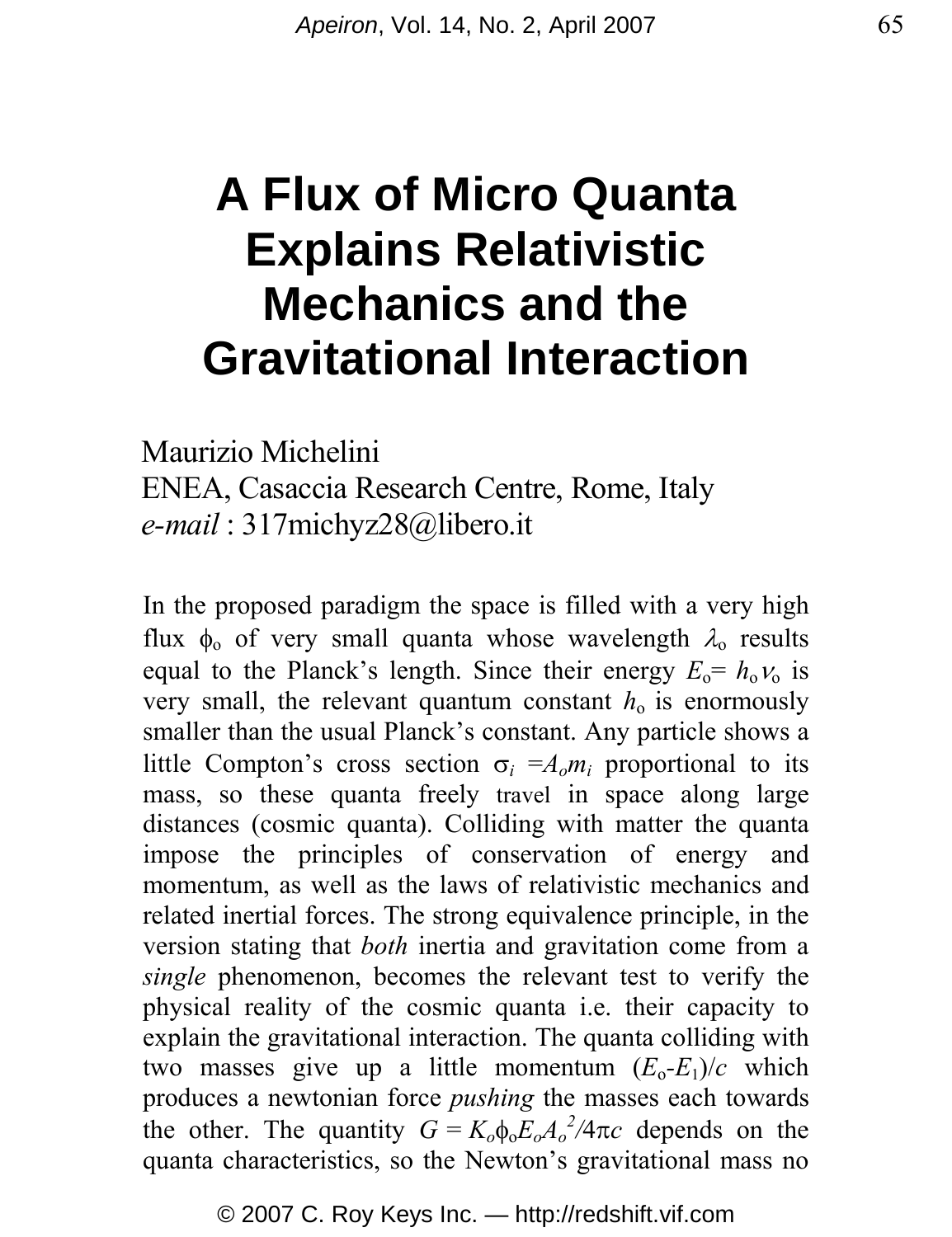# A Flux of Micro Quanta Explains Relativistic Mechanics and the Gravitational Interaction

Maurizio Michelini
ENEA, Casaccia Research Centre, Rome, Italy
*e-mail* : 317michyz28@libero.it

In the proposed paradigm the space is filled with a very high flux $\phi_o$ of very small quanta whose wavelength $\lambda_o$ results equal to the Planck's length. Since their energy $E_o = h_o \nu_o$ is very small, the relevant quantum constant $h_o$ is enormously smaller than the usual Planck's constant. Any particle shows a little Compton's cross section $\sigma_i = A_o m_i$ proportional to its mass, so these quanta freely travel in space along large distances (cosmic quanta). Colliding with matter the quanta impose the principles of conservation of energy and momentum, as well as the laws of relativistic mechanics and related inertial forces. The strong equivalence principle, in the version stating that *both* inertia and gravitation come from a *single* phenomenon, becomes the relevant test to verify the physical reality of the cosmic quanta i.e. their capacity to explain the gravitational interaction. The quanta colliding with two masses give up a little momentum $(E_o - E_1)/c$ which produces a newtonian force *pushing* the masses each towards the other. The quantity $G = K_o \phi_o E_o A_o^2 / 4\pi c$ depends on the quanta characteristics, so the Newton's gravitational mass no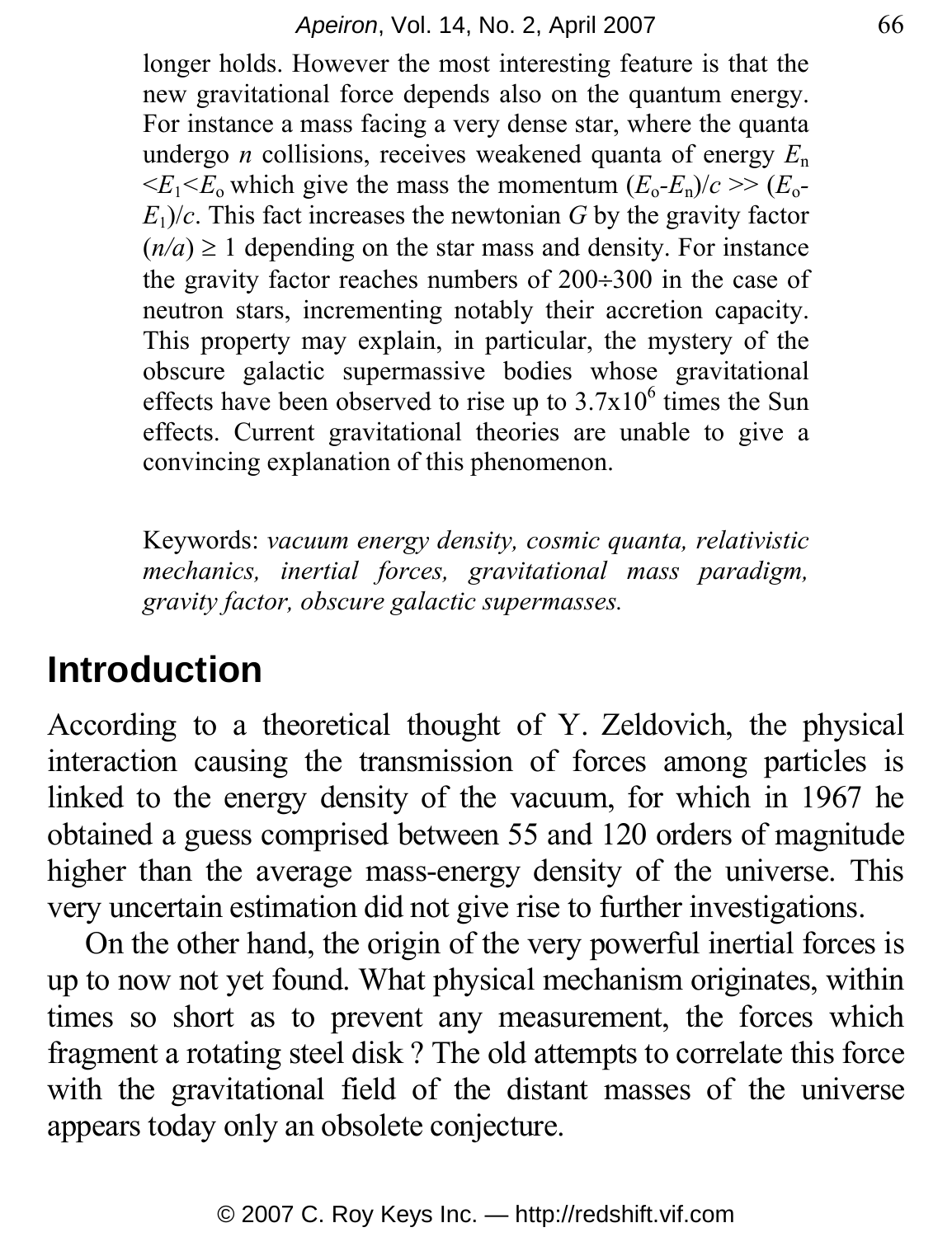longer holds. However the most interesting feature is that the new gravitational force depends also on the quantum energy. For instance a mass facing a very dense star, where the quanta undergo $n$ collisions, receives weakened quanta of energy $E_n < E_1 < E_o$ which give the mass the momentum $(E_o - E_n)/c >> (E_o - E_1)/c$. This fact increases the newtonian $G$ by the gravity factor $(n/a) \geq 1$ depending on the star mass and density. For instance the gravity factor reaches numbers of 200÷300 in the case of neutron stars, incrementing notably their accretion capacity. This property may explain, in particular, the mystery of the obscure galactic supermassive bodies whose gravitational effects have been observed to rise up to $3.7 \times 10^6$ times the Sun effects. Current gravitational theories are unable to give a convincing explanation of this phenomenon.

Keywords: *vacuum energy density, cosmic quanta, relativistic mechanics, inertial forces, gravitational mass paradigm, gravity factor, obscure galactic supermasses.*

## Introduction

According to a theoretical thought of Y. Zeldovich, the physical interaction causing the transmission of forces among particles is linked to the energy density of the vacuum, for which in 1967 he obtained a guess comprised between 55 and 120 orders of magnitude higher than the average mass-energy density of the universe. This very uncertain estimation did not give rise to further investigations.

On the other hand, the origin of the very powerful inertial forces is up to now not yet found. What physical mechanism originates, within times so short as to prevent any measurement, the forces which fragment a rotating steel disk ? The old attempts to correlate this force with the gravitational field of the distant masses of the universe appears today only an obsolete conjecture.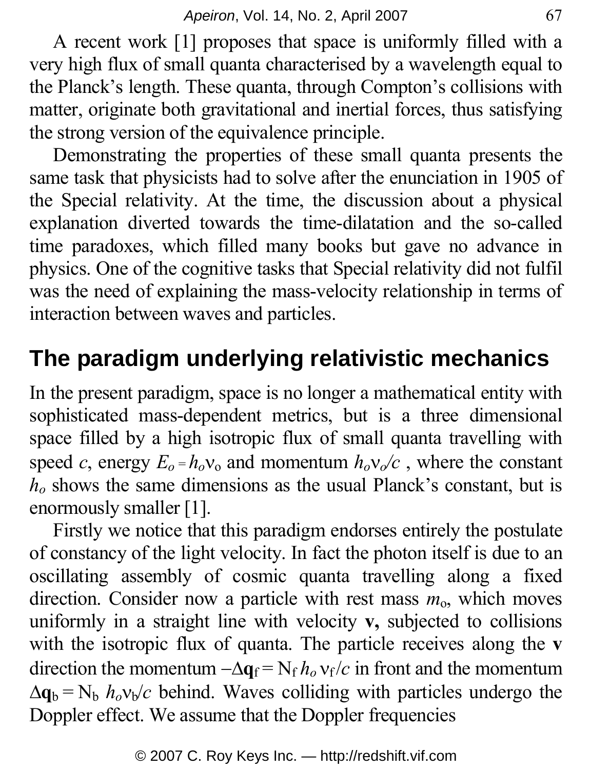A recent work [1] proposes that space is uniformly filled with a very high flux of small quanta characterised by a wavelength equal to the Planck's length. These quanta, through Compton's collisions with matter, originate both gravitational and inertial forces, thus satisfying the strong version of the equivalence principle.

Demonstrating the properties of these small quanta presents the same task that physicists had to solve after the enunciation in 1905 of the Special relativity. At the time, the discussion about a physical explanation diverted towards the time-dilatation and the so-called time paradoxes, which filled many books but gave no advance in physics. One of the cognitive tasks that Special relativity did not fulfil was the need of explaining the mass-velocity relationship in terms of interaction between waves and particles.

## The paradigm underlying relativistic mechanics

In the present paradigm, space is no longer a mathematical entity with sophisticated mass-dependent metrics, but is a three dimensional space filled by a high isotropic flux of small quanta travelling with speed $c$, energy $E_o = h_o\nu_o$ and momentum $h_o\nu_o/c$ , where the constant $h_o$ shows the same dimensions as the usual Planck's constant, but is enormously smaller [1].

Firstly we notice that this paradigm endorses entirely the postulate of constancy of the light velocity. In fact the photon itself is due to an oscillating assembly of cosmic quanta travelling along a fixed direction. Consider now a particle with rest mass $m_o$, which moves uniformly in a straight line with velocity $\mathbf{v}$, subjected to collisions with the isotropic flux of quanta. The particle receives along the $\mathbf{v}$ direction the momentum $-\Delta\mathbf{q}_f = N_f h_o \nu_f/c$ in front and the momentum $\Delta\mathbf{q}_b = N_b\, h_o\nu_b/c$ behind. Waves colliding with particles undergo the Doppler effect. We assume that the Doppler frequencies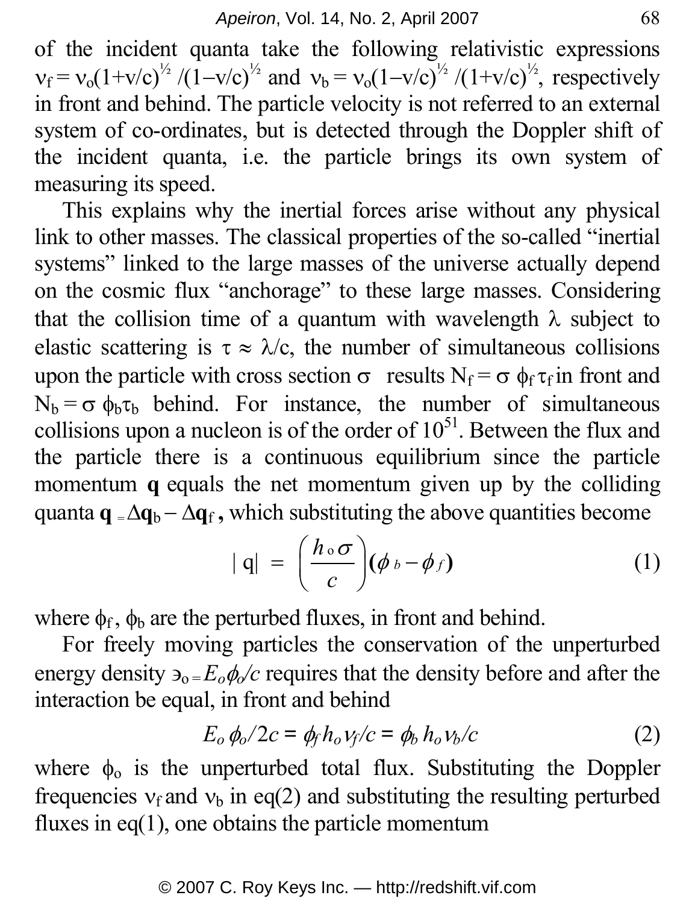of the incident quanta take the following relativistic expressions $\nu_f = \nu_o(1+v/c)^{1/2}/(1-v/c)^{1/2}$ and $\nu_b = \nu_o(1-v/c)^{1/2}/(1+v/c)^{1/2}$, respectively in front and behind. The particle velocity is not referred to an external system of co-ordinates, but is detected through the Doppler shift of the incident quanta, i.e. the particle brings its own system of measuring its speed.

This explains why the inertial forces arise without any physical link to other masses. The classical properties of the so-called "inertial systems" linked to the large masses of the universe actually depend on the cosmic flux "anchorage" to these large masses. Considering that the collision time of a quantum with wavelength $\lambda$ subject to elastic scattering is $\tau \approx \lambda/c$, the number of simultaneous collisions upon the particle with cross section $\sigma$ results $N_f = \sigma\, \phi_f \tau_f$ in front and $N_b = \sigma\, \phi_b \tau_b$ behind. For instance, the number of simultaneous collisions upon a nucleon is of the order of $10^{51}$. Between the flux and the particle there is a continuous equilibrium since the particle momentum **q** equals the net momentum given up by the colliding quanta $\mathbf{q} = \Delta\mathbf{q}_b - \Delta\mathbf{q}_f$, which substituting the above quantities become

$$|\,q| = \left(\frac{h_o \sigma}{c}\right)(\phi_b - \phi_f) \tag{1}$$

where $\phi_f$, $\phi_b$ are the perturbed fluxes, in front and behind.

For freely moving particles the conservation of the unperturbed energy density $\ni_o = E_o \phi_o / c$ requires that the density before and after the interaction be equal, in front and behind

$$E_o\, \phi_o/2c = \phi_f\, h_o \nu_f / c = \phi_b\, h_o \nu_b / c \tag{2}$$

where $\phi_o$ is the unperturbed total flux. Substituting the Doppler frequencies $\nu_f$ and $\nu_b$ in eq(2) and substituting the resulting perturbed fluxes in eq(1), one obtains the particle momentum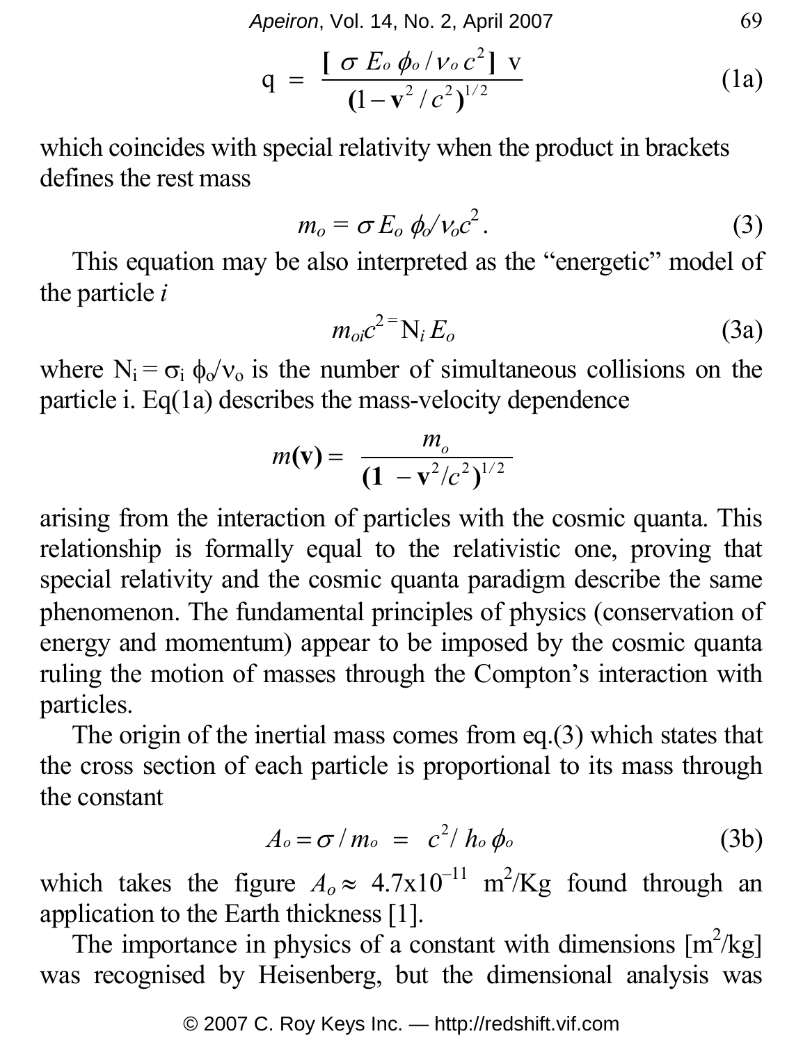$$q = \frac{[\,\sigma\, E_o\, \phi_o / \nu_o\, c^2\,]\ v}{(1 - \mathbf{v}^2 / c^2)^{1/2}} \tag{1a}$$

which coincides with special relativity when the product in brackets defines the rest mass

$$m_o = \sigma\, E_o\, \phi_o / \nu_o c^2 . \tag{3}$$

This equation may be also interpreted as the "energetic" model of the particle *i*

$$m_{oi} c^2 = \mathrm{N}_i\, E_o \tag{3a}$$

where $N_i = \sigma_i\, \phi_o / \nu_o$ is the number of simultaneous collisions on the particle i. Eq(1a) describes the mass-velocity dependence

$$m(\mathbf{v}) = \frac{m_o}{(\mathbf{1} - \mathbf{v}^2/c^2)^{1/2}}$$

arising from the interaction of particles with the cosmic quanta. This relationship is formally equal to the relativistic one, proving that special relativity and the cosmic quanta paradigm describe the same phenomenon. The fundamental principles of physics (conservation of energy and momentum) appear to be imposed by the cosmic quanta ruling the motion of masses through the Compton's interaction with particles.

The origin of the inertial mass comes from eq.(3) which states that the cross section of each particle is proportional to its mass through the constant

$$A_o = \sigma / m_o \; = \; c^2 / \, h_o\, \phi_o \tag{3b}$$

which takes the figure $A_o \approx 4.7 \times 10^{-11}$ $m^2$/Kg found through an application to the Earth thickness [1].

The importance in physics of a constant with dimensions [$m^2$/kg] was recognised by Heisenberg, but the dimensional analysis was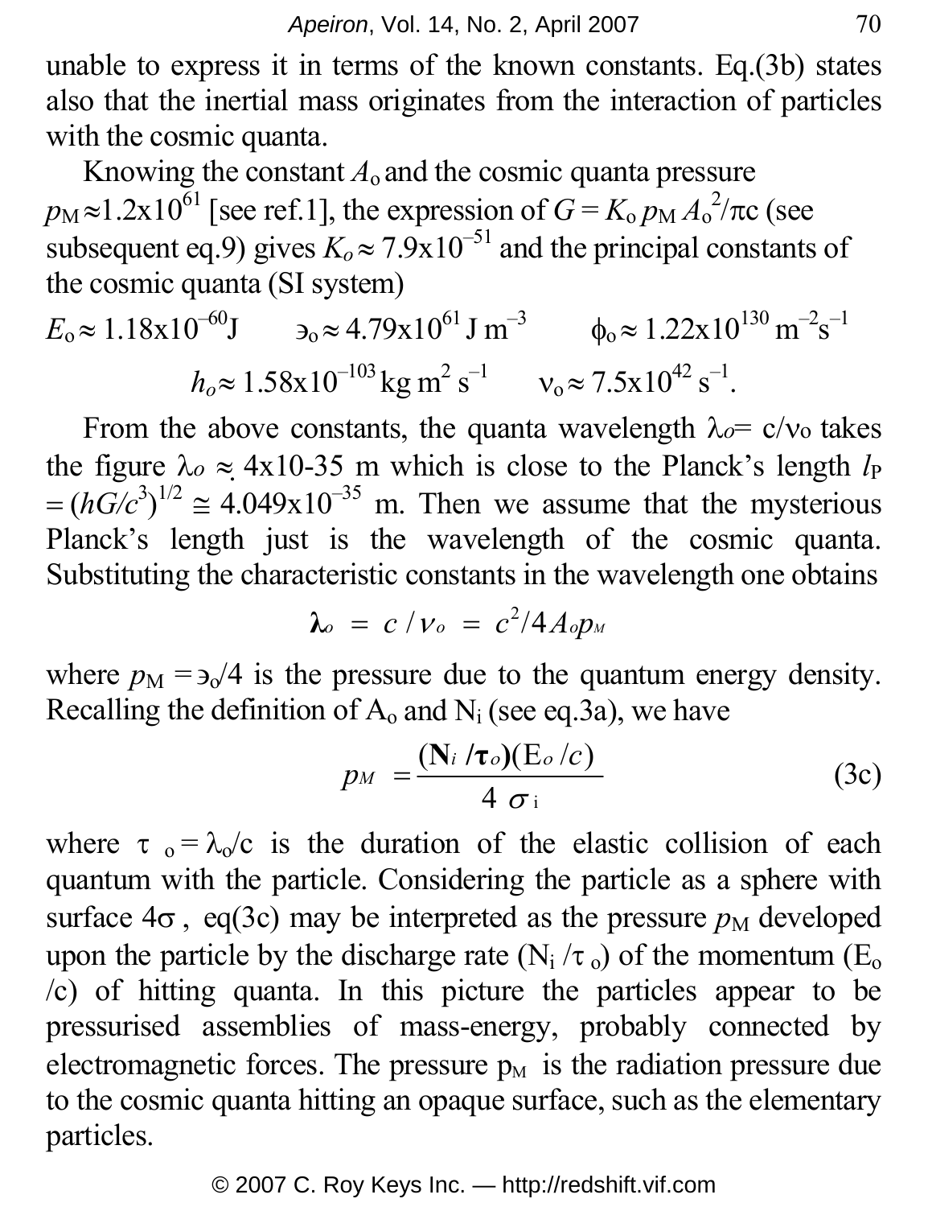unable to express it in terms of the known constants. Eq.(3b) states also that the inertial mass originates from the interaction of particles with the cosmic quanta.

Knowing the constant $A_o$ and the cosmic quanta pressure $p_M \approx 1.2\text{x}10^{61}$ [see ref.1], the expression of $G = K_o\, p_M\, A_o^2/\pi c$ (see subsequent eq.9) gives $K_o \approx 7.9\text{x}10^{-51}$ and the principal constants of the cosmic quanta (SI system)

$$E_o \approx 1.18\text{x}10^{-60}\text{J} \qquad \ni_o \approx 4.79\text{x}10^{61}\ \text{J m}^{-3} \qquad \phi_o \approx 1.22\text{x}10^{130}\ \text{m}^{-2}\text{s}^{-1}$$

$$h_o \approx 1.58\text{x}10^{-103}\ \text{kg m}^2\ \text{s}^{-1} \qquad \nu_o \approx 7.5\text{x}10^{42}\ \text{s}^{-1}.$$

From the above constants, the quanta wavelength $\lambda_o = c/\nu_o$ takes the figure $\lambda_o \approx$ 4x10-35 m which is close to the Planck's length $l_P = (hG/c^3)^{1/2} \cong 4.049\text{x}10^{-35}$ m. Then we assume that the mysterious Planck's length just is the wavelength of the cosmic quanta. Substituting the characteristic constants in the wavelength one obtains

$$\boldsymbol{\lambda}_o = c\,/\,\nu_o = c^2/4A_o p_M$$

where $p_M = \ni_o/4$ is the pressure due to the quantum energy density. Recalling the definition of $A_o$ and $N_i$ (see eq.3a), we have

$$p_M = \frac{(\mathbf{N}_i\,/\boldsymbol{\tau}_o)(\mathrm{E}_o\,/c)}{4\ \sigma_i} \tag{3c}$$

where $\tau_o = \lambda_o/c$ is the duration of the elastic collision of each quantum with the particle. Considering the particle as a sphere with surface $4\sigma$, eq(3c) may be interpreted as the pressure $p_M$ developed upon the particle by the discharge rate $(N_i/\tau_o)$ of the momentum $(E_o/c)$ of hitting quanta. In this picture the particles appear to be pressurised assemblies of mass-energy, probably connected by electromagnetic forces. The pressure $p_M$ is the radiation pressure due to the cosmic quanta hitting an opaque surface, such as the elementary particles.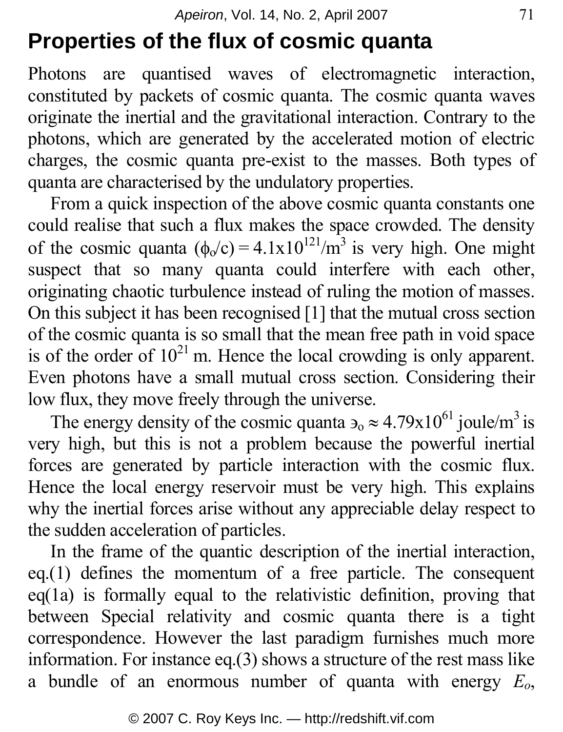## Properties of the flux of cosmic quanta

Photons are quantised waves of electromagnetic interaction, constituted by packets of cosmic quanta. The cosmic quanta waves originate the inertial and the gravitational interaction. Contrary to the photons, which are generated by the accelerated motion of electric charges, the cosmic quanta pre-exist to the masses. Both types of quanta are characterised by the undulatory properties.

From a quick inspection of the above cosmic quanta constants one could realise that such a flux makes the space crowded. The density of the cosmic quanta $(\phi_o/c) = 4.1\text{x}10^{121}/\text{m}^3$ is very high. One might suspect that so many quanta could interfere with each other, originating chaotic turbulence instead of ruling the motion of masses. On this subject it has been recognised [1] that the mutual cross section of the cosmic quanta is so small that the mean free path in void space is of the order of $10^{21}$ m. Hence the local crowding is only apparent. Even photons have a small mutual cross section. Considering their low flux, they move freely through the universe.

The energy density of the cosmic quanta $\ni_o \approx 4.79\text{x}10^{61}$ joule/m$^3$ is very high, but this is not a problem because the powerful inertial forces are generated by particle interaction with the cosmic flux. Hence the local energy reservoir must be very high. This explains why the inertial forces arise without any appreciable delay respect to the sudden acceleration of particles.

In the frame of the quantic description of the inertial interaction, eq.(1) defines the momentum of a free particle. The consequent eq(1a) is formally equal to the relativistic definition, proving that between Special relativity and cosmic quanta there is a tight correspondence. However the last paradigm furnishes much more information. For instance eq.(3) shows a structure of the rest mass like a bundle of an enormous number of quanta with energy $E_o$,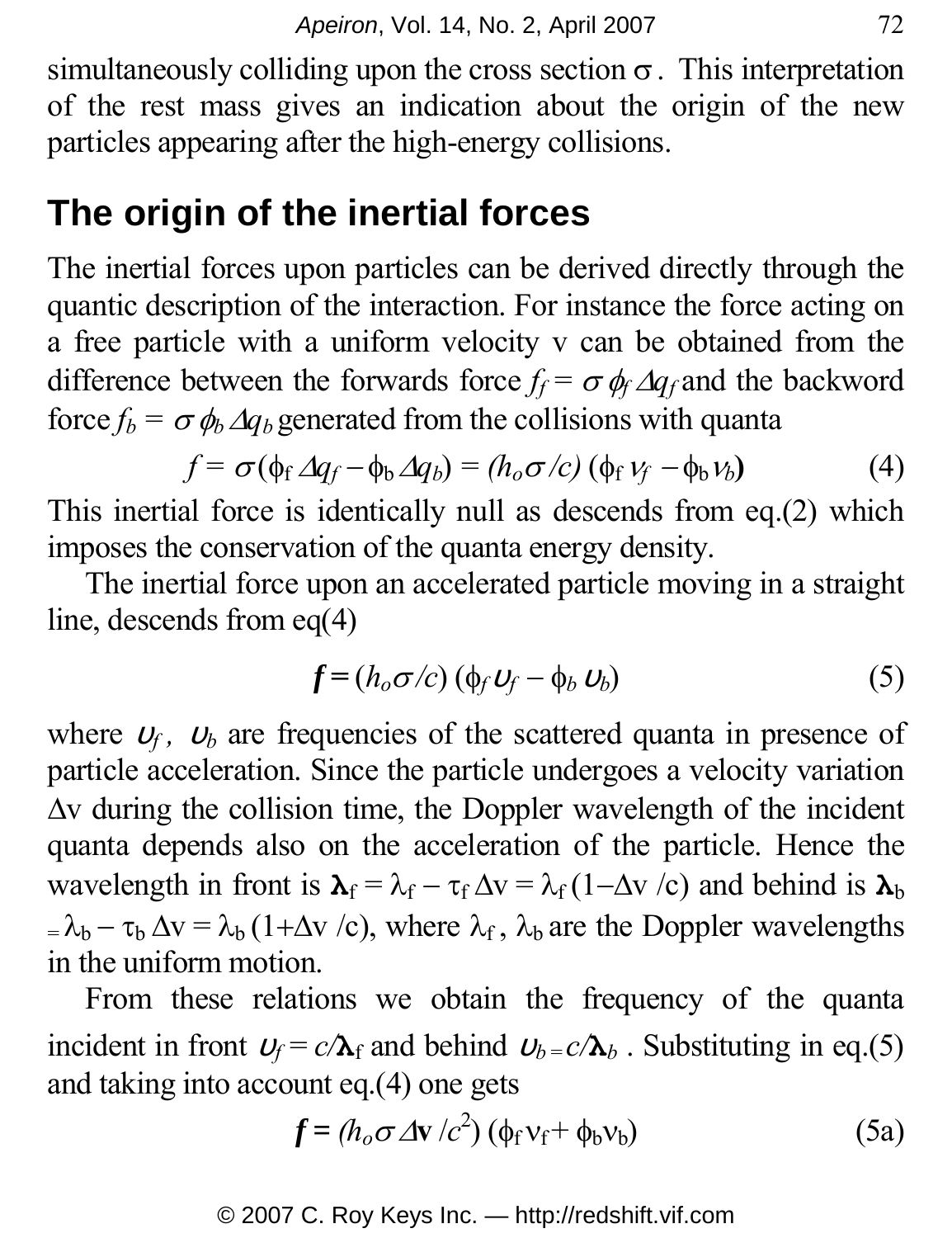simultaneously colliding upon the cross section $\sigma$. This interpretation of the rest mass gives an indication about the origin of the new particles appearing after the high-energy collisions.

## The origin of the inertial forces

The inertial forces upon particles can be derived directly through the quantic description of the interaction. For instance the force acting on a free particle with a uniform velocity v can be obtained from the difference between the forwards force $f_f = \sigma \phi_f \Delta q_f$ and the backword force $f_b = \sigma \phi_b \Delta q_b$ generated from the collisions with quanta

$$f = \sigma(\phi_f \Delta q_f - \phi_b \Delta q_b) = (h_o\sigma/c)(\phi_f \nu_f - \phi_b \nu_b) \tag{4}$$

This inertial force is identically null as descends from eq.(2) which imposes the conservation of the quanta energy density.

The inertial force upon an accelerated particle moving in a straight line, descends from eq(4)

$$\boldsymbol{f} = (h_o\sigma/c)(\phi_f \upsilon_f - \phi_b \upsilon_b) \tag{5}$$

where $\upsilon_f$, $\upsilon_b$ are frequencies of the scattered quanta in presence of particle acceleration. Since the particle undergoes a velocity variation $\Delta$v during the collision time, the Doppler wavelength of the incident quanta depends also on the acceleration of the particle. Hence the wavelength in front is $\boldsymbol{\lambda}_f = \lambda_f - \tau_f \Delta v = \lambda_f (1 - \Delta v/c)$ and behind is $\boldsymbol{\lambda}_b = \lambda_b - \tau_b \Delta v = \lambda_b (1 + \Delta v/c)$, where $\lambda_f$, $\lambda_b$ are the Doppler wavelengths in the uniform motion.

From these relations we obtain the frequency of the quanta incident in front $\upsilon_f = c/\boldsymbol{\lambda}_f$ and behind $\upsilon_b = c/\boldsymbol{\lambda}_b$. Substituting in eq.(5) and taking into account eq.(4) one gets

$$\boldsymbol{f} = (h_o\sigma\,\Delta\mathbf{v}/c^2)(\phi_f \nu_f + \phi_b \nu_b) \tag{5a}$$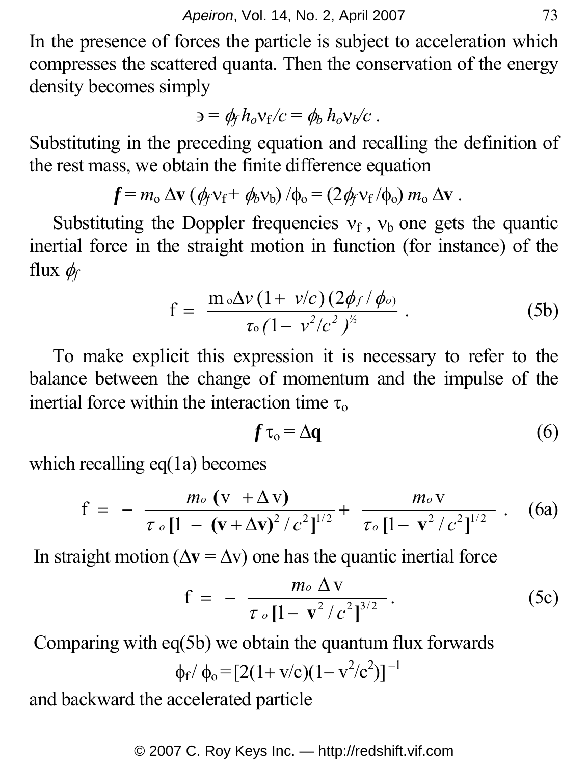In the presence of forces the particle is subject to acceleration which compresses the scattered quanta. Then the conservation of the energy density becomes simply

$$э = \phi_f h_o \nu_f / c = \phi_b h_o \nu_b / c \; .$$

Substituting in the preceding equation and recalling the definition of the rest mass, we obtain the finite difference equation

$$\boldsymbol{f} = m_o \, \Delta \mathbf{v} \, (\phi_f \nu_f + \phi_b \nu_b) / \phi_o = (2 \phi_f \nu_f / \phi_o) \, m_o \, \Delta \mathbf{v} \; .$$

Substituting the Doppler frequencies $\nu_f$ , $\nu_b$ one gets the quantic inertial force in the straight motion in function (for instance) of the flux $\phi_f$

$$\mathrm{f} = \frac{m_o \Delta v \, (1 + v/c) \, (2\phi_f / \phi_o)}{\tau_o \, (1 - v^2/c^2)^{1/2}} \; . \tag{5b}$$

To make explicit this expression it is necessary to refer to the balance between the change of momentum and the impulse of the inertial force within the interaction time $\tau_o$

$$\boldsymbol{f} \, \tau_o = \Delta \mathbf{q} \tag{6}$$

which recalling eq(1a) becomes

$$\mathrm{f} = - \frac{m_o \, (\mathbf{v} + \Delta \mathbf{v})}{\tau_o \, [1 - (\mathbf{v} + \Delta \mathbf{v})^2 / c^2]^{1/2}} + \frac{m_o \, \mathbf{v}}{\tau_o \, [1 - \mathbf{v}^2 / c^2]^{1/2}} \; . \tag{6a}$$

In straight motion ($\Delta \mathbf{v} = \Delta \mathrm{v}$) one has the quantic inertial force

$$\mathrm{f} = - \frac{m_o \, \Delta \mathrm{v}}{\tau_o \, [1 - \mathbf{v}^2 / c^2]^{3/2}} \; . \tag{5c}$$

Comparing with eq(5b) we obtain the quantum flux forwards

$$\phi_f / \phi_o = [2(1 + \mathrm{v}/c)(1 - \mathrm{v}^2/c^2)]^{-1}$$

and backward the accelerated particle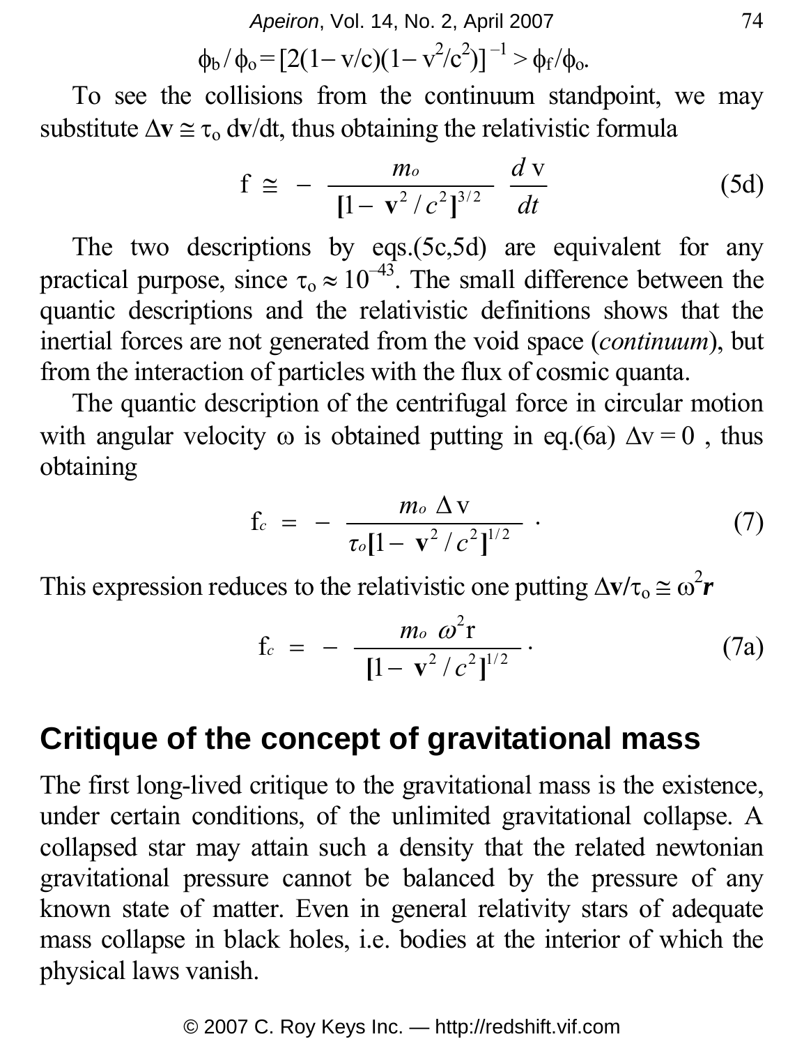$$\phi_b / \phi_o = [2(1-v/c)(1-v^2/c^2)]^{-1} > \phi_f/\phi_o.$$

To see the collisions from the continuum standpoint, we may substitute $\Delta\mathbf{v} \cong \tau_o\, d\mathbf{v}/dt$, thus obtaining the relativistic formula

$$f \;\cong\; -\; \frac{m_o}{[1-\mathbf{v}^2/c^2]^{3/2}}\;\frac{d\,\mathrm{v}}{dt} \tag{5d}$$

The two descriptions by eqs.(5c,5d) are equivalent for any practical purpose, since $\tau_o \approx 10^{-43}$. The small difference between the quantic descriptions and the relativistic definitions shows that the inertial forces are not generated from the void space (*continuum*), but from the interaction of particles with the flux of cosmic quanta.

The quantic description of the centrifugal force in circular motion with angular velocity $\omega$ is obtained putting in eq.(6a) $\Delta\mathrm{v} = 0$ , thus obtaining

$$f_c \;=\; -\; \frac{m_o\;\Delta\mathrm{v}}{\tau_o[1-\mathbf{v}^2/c^2]^{1/2}}\;\cdot \tag{7}$$

This expression reduces to the relativistic one putting $\Delta\mathbf{v}/\tau_o \cong \omega^2\boldsymbol{r}$

$$f_c \;=\; -\; \frac{m_o\;\omega^2\mathrm{r}}{[1-\mathbf{v}^2/c^2]^{1/2}}\cdot \tag{7a}$$

## Critique of the concept of gravitational mass

The first long-lived critique to the gravitational mass is the existence, under certain conditions, of the unlimited gravitational collapse. A collapsed star may attain such a density that the related newtonian gravitational pressure cannot be balanced by the pressure of any known state of matter. Even in general relativity stars of adequate mass collapse in black holes, i.e. bodies at the interior of which the physical laws vanish.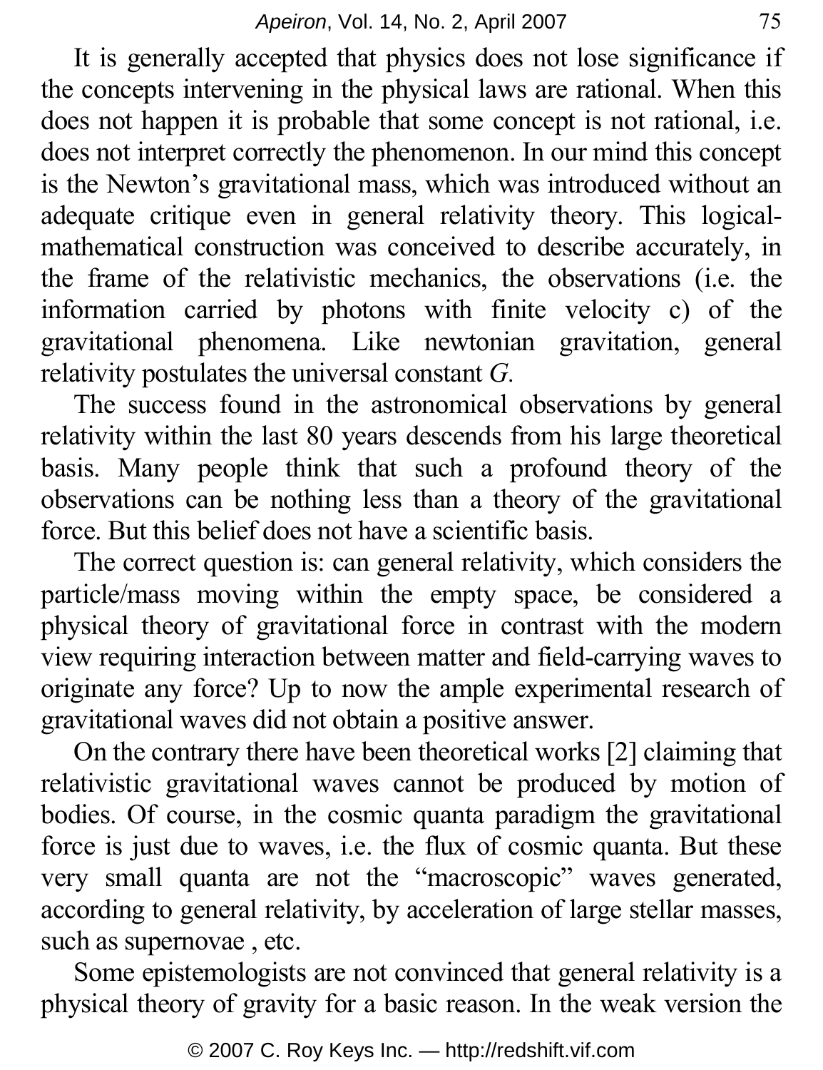It is generally accepted that physics does not lose significance if the concepts intervening in the physical laws are rational. When this does not happen it is probable that some concept is not rational, i.e. does not interpret correctly the phenomenon. In our mind this concept is the Newton's gravitational mass, which was introduced without an adequate critique even in general relativity theory. This logical-mathematical construction was conceived to describe accurately, in the frame of the relativistic mechanics, the observations (i.e. the information carried by photons with finite velocity c) of the gravitational phenomena. Like newtonian gravitation, general relativity postulates the universal constant $G$.

The success found in the astronomical observations by general relativity within the last 80 years descends from his large theoretical basis. Many people think that such a profound theory of the observations can be nothing less than a theory of the gravitational force. But this belief does not have a scientific basis.

The correct question is: can general relativity, which considers the particle/mass moving within the empty space, be considered a physical theory of gravitational force in contrast with the modern view requiring interaction between matter and field-carrying waves to originate any force? Up to now the ample experimental research of gravitational waves did not obtain a positive answer.

On the contrary there have been theoretical works [2] claiming that relativistic gravitational waves cannot be produced by motion of bodies. Of course, in the cosmic quanta paradigm the gravitational force is just due to waves, i.e. the flux of cosmic quanta. But these very small quanta are not the "macroscopic" waves generated, according to general relativity, by acceleration of large stellar masses, such as supernovae , etc.

Some epistemologists are not convinced that general relativity is a physical theory of gravity for a basic reason. In the weak version the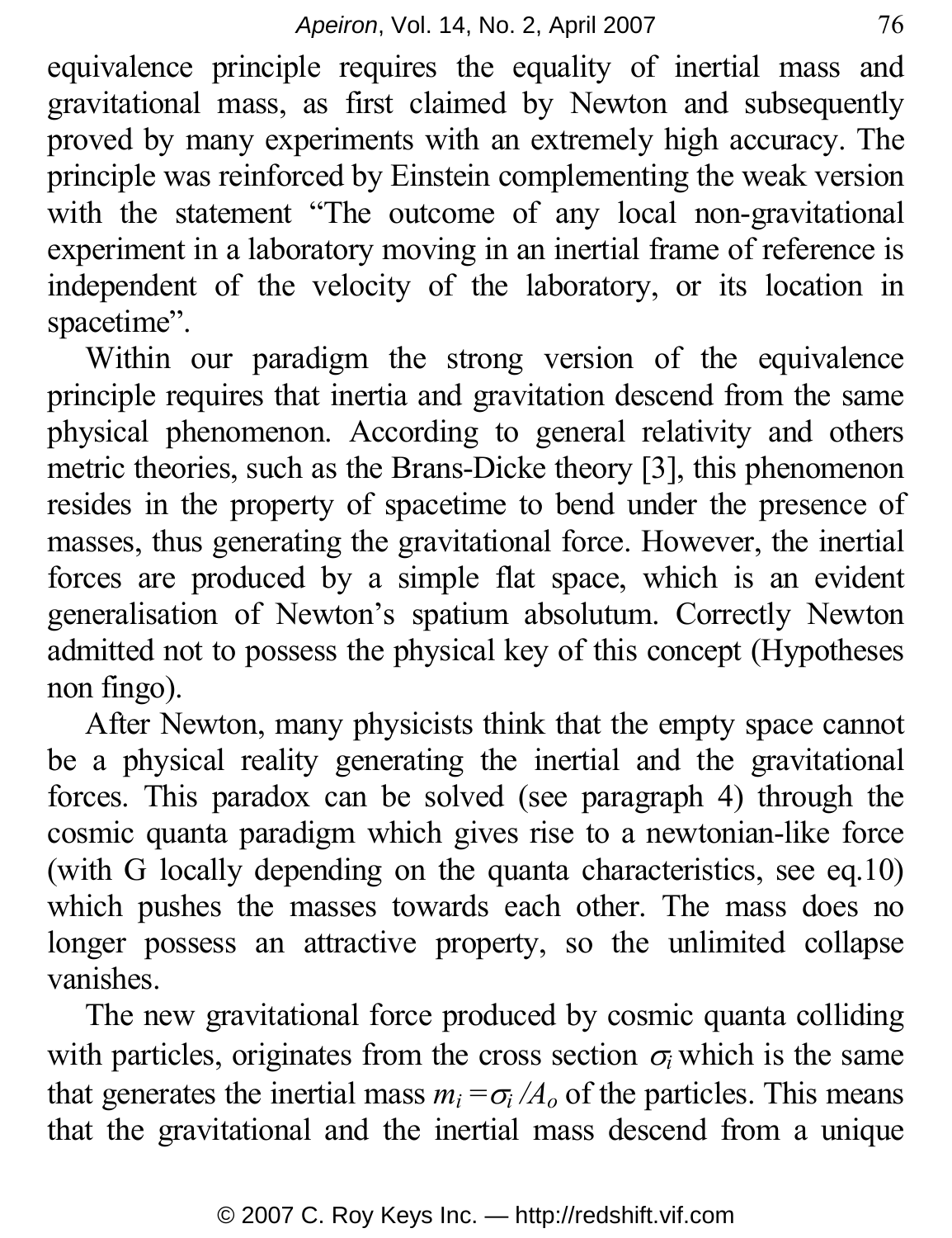equivalence principle requires the equality of inertial mass and gravitational mass, as first claimed by Newton and subsequently proved by many experiments with an extremely high accuracy. The principle was reinforced by Einstein complementing the weak version with the statement "The outcome of any local non-gravitational experiment in a laboratory moving in an inertial frame of reference is independent of the velocity of the laboratory, or its location in spacetime".

Within our paradigm the strong version of the equivalence principle requires that inertia and gravitation descend from the same physical phenomenon. According to general relativity and others metric theories, such as the Brans-Dicke theory [3], this phenomenon resides in the property of spacetime to bend under the presence of masses, thus generating the gravitational force. However, the inertial forces are produced by a simple flat space, which is an evident generalisation of Newton's spatium absolutum. Correctly Newton admitted not to possess the physical key of this concept (Hypotheses non fingo).

After Newton, many physicists think that the empty space cannot be a physical reality generating the inertial and the gravitational forces. This paradox can be solved (see paragraph 4) through the cosmic quanta paradigm which gives rise to a newtonian-like force (with G locally depending on the quanta characteristics, see eq.10) which pushes the masses towards each other. The mass does no longer possess an attractive property, so the unlimited collapse vanishes.

The new gravitational force produced by cosmic quanta colliding with particles, originates from the cross section $\sigma_i$ which is the same that generates the inertial mass $m_i = \sigma_i / A_o$ of the particles. This means that the gravitational and the inertial mass descend from a unique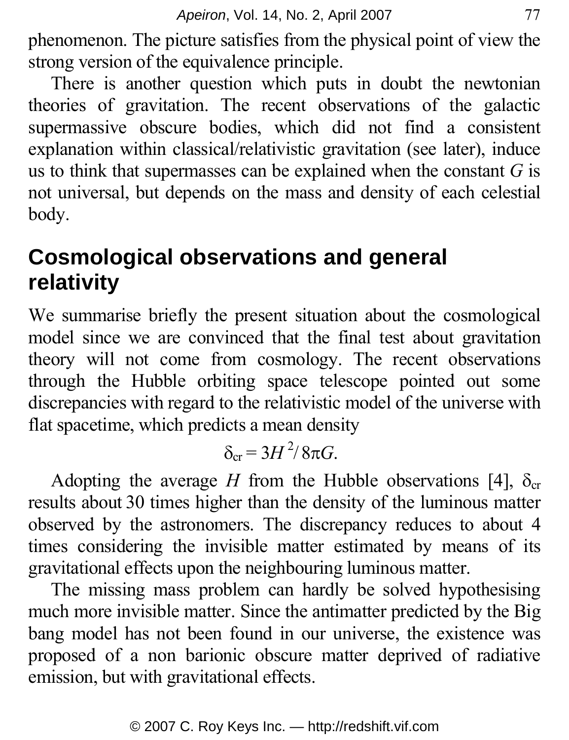phenomenon. The picture satisfies from the physical point of view the strong version of the equivalence principle.

There is another question which puts in doubt the newtonian theories of gravitation. The recent observations of the galactic supermassive obscure bodies, which did not find a consistent explanation within classical/relativistic gravitation (see later), induce us to think that supermasses can be explained when the constant $G$ is not universal, but depends on the mass and density of each celestial body.

## Cosmological observations and general relativity

We summarise briefly the present situation about the cosmological model since we are convinced that the final test about gravitation theory will not come from cosmology. The recent observations through the Hubble orbiting space telescope pointed out some discrepancies with regard to the relativistic model of the universe with flat spacetime, which predicts a mean density

$$\delta_{cr} = 3H^2/8\pi G.$$

Adopting the average $H$ from the Hubble observations [4], $\delta_{cr}$ results about 30 times higher than the density of the luminous matter observed by the astronomers. The discrepancy reduces to about 4 times considering the invisible matter estimated by means of its gravitational effects upon the neighbouring luminous matter.

The missing mass problem can hardly be solved hypothesising much more invisible matter. Since the antimatter predicted by the Big bang model has not been found in our universe, the existence was proposed of a non barionic obscure matter deprived of radiative emission, but with gravitational effects.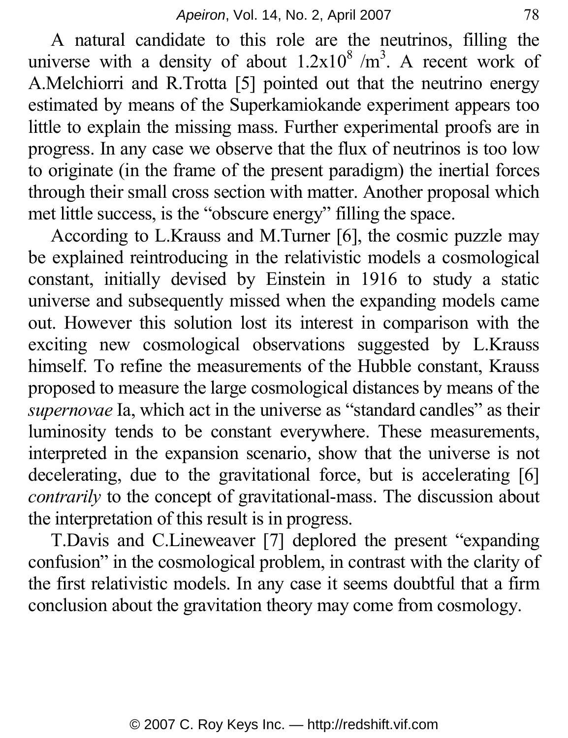A natural candidate to this role are the neutrinos, filling the universe with a density of about $1.2 \times 10^8$ /m$^3$. A recent work of A.Melchiorri and R.Trotta [5] pointed out that the neutrino energy estimated by means of the Superkamiokande experiment appears too little to explain the missing mass. Further experimental proofs are in progress. In any case we observe that the flux of neutrinos is too low to originate (in the frame of the present paradigm) the inertial forces through their small cross section with matter. Another proposal which met little success, is the "obscure energy" filling the space.

According to L.Krauss and M.Turner [6], the cosmic puzzle may be explained reintroducing in the relativistic models a cosmological constant, initially devised by Einstein in 1916 to study a static universe and subsequently missed when the expanding models came out. However this solution lost its interest in comparison with the exciting new cosmological observations suggested by L.Krauss himself. To refine the measurements of the Hubble constant, Krauss proposed to measure the large cosmological distances by means of the *supernovae* Ia, which act in the universe as "standard candles" as their luminosity tends to be constant everywhere. These measurements, interpreted in the expansion scenario, show that the universe is not decelerating, due to the gravitational force, but is accelerating [6] *contrarily* to the concept of gravitational-mass. The discussion about the interpretation of this result is in progress.

T.Davis and C.Lineweaver [7] deplored the present "expanding confusion" in the cosmological problem, in contrast with the clarity of the first relativistic models. In any case it seems doubtful that a firm conclusion about the gravitation theory may come from cosmology.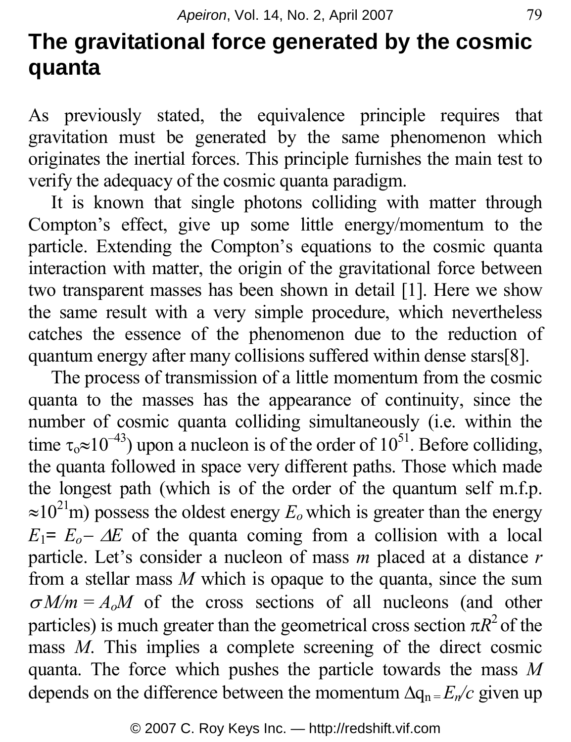# The gravitational force generated by the cosmic quanta

As previously stated, the equivalence principle requires that gravitation must be generated by the same phenomenon which originates the inertial forces. This principle furnishes the main test to verify the adequacy of the cosmic quanta paradigm.

It is known that single photons colliding with matter through Compton's effect, give up some little energy/momentum to the particle. Extending the Compton's equations to the cosmic quanta interaction with matter, the origin of the gravitational force between two transparent masses has been shown in detail [1]. Here we show the same result with a very simple procedure, which nevertheless catches the essence of the phenomenon due to the reduction of quantum energy after many collisions suffered within dense stars[8].

The process of transmission of a little momentum from the cosmic quanta to the masses has the appearance of continuity, since the number of cosmic quanta colliding simultaneously (i.e. within the time $\tau_o \approx 10^{-43}$) upon a nucleon is of the order of $10^{51}$. Before colliding, the quanta followed in space very different paths. Those which made the longest path (which is of the order of the quantum self m.f.p. $\approx 10^{21}$m) possess the oldest energy $E_o$ which is greater than the energy $E_1 = E_o - \Delta E$ of the quanta coming from a collision with a local particle. Let's consider a nucleon of mass $m$ placed at a distance $r$ from a stellar mass $M$ which is opaque to the quanta, since the sum $\sigma M/m = A_o M$ of the cross sections of all nucleons (and other particles) is much greater than the geometrical cross section $\pi R^2$ of the mass $M$. This implies a complete screening of the direct cosmic quanta. The force which pushes the particle towards the mass $M$ depends on the difference between the momentum $\Delta q_n = E_n/c$ given up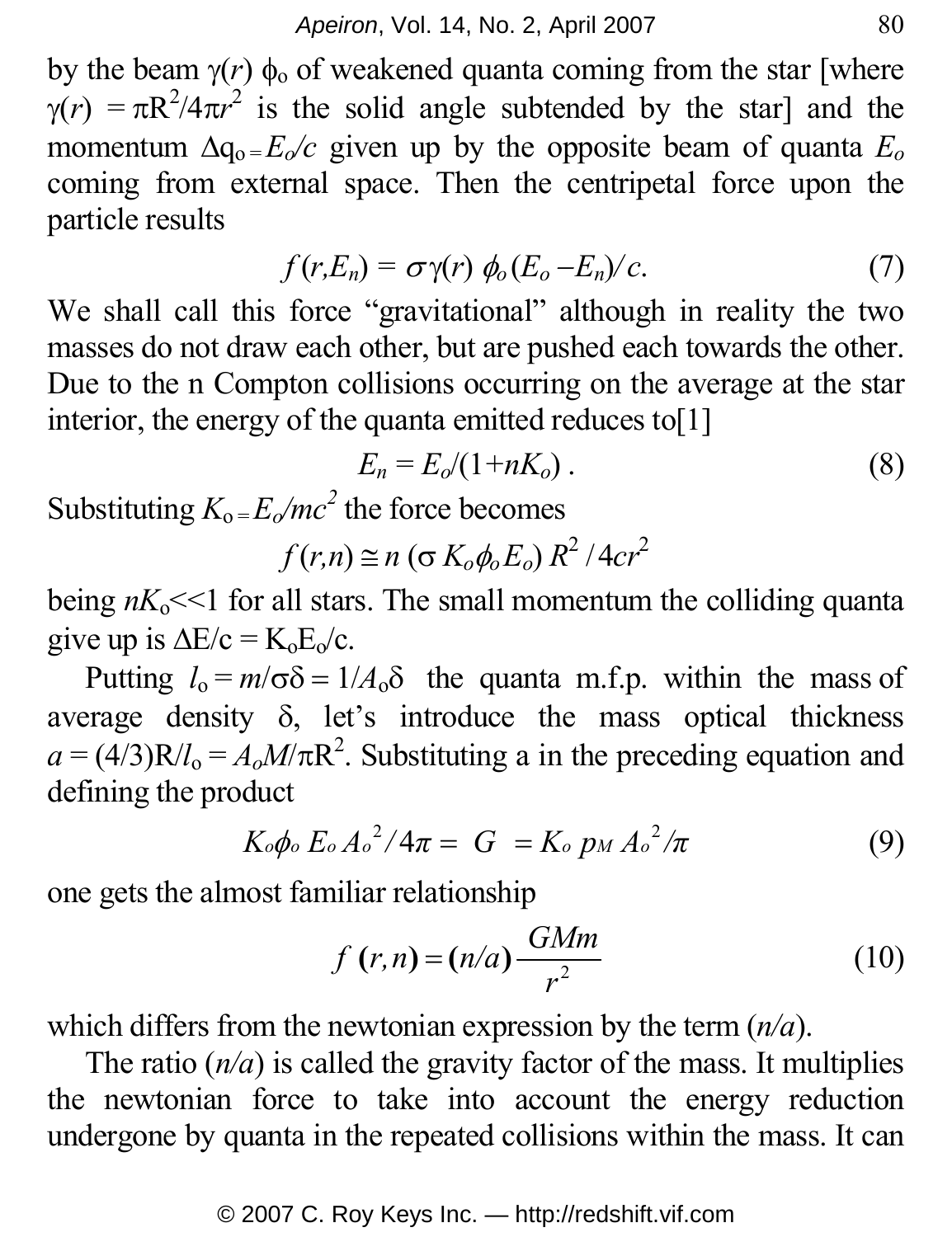by the beam $\gamma(r)\,\phi_o$ of weakened quanta coming from the star [where $\gamma(r) = \pi R^2/4\pi r^2$ is the solid angle subtended by the star] and the momentum $\Delta q_o = E_o/c$ given up by the opposite beam of quanta $E_o$ coming from external space. Then the centripetal force upon the particle results

$$f(r,E_n) = \sigma\gamma(r)\,\phi_o(E_o - E_n)/c. \tag{7}$$

We shall call this force "gravitational" although in reality the two masses do not draw each other, but are pushed each towards the other. Due to the n Compton collisions occurring on the average at the star interior, the energy of the quanta emitted reduces to[1]

$$E_n = E_o/(1+nK_o)\,. \tag{8}$$

Substituting $K_o = E_o/mc^2$ the force becomes

$$f(r,n) \cong n\,(\sigma\, K_o \phi_o E_o)\, R^2 / 4cr^2$$

being $nK_o \ll 1$ for all stars. The small momentum the colliding quanta give up is $\Delta E/c = K_o E_o/c$.

Putting $l_o = m/\sigma\delta = 1/A_o\delta$ the quanta m.f.p. within the mass of average density $\delta$, let's introduce the mass optical thickness $a = (4/3)R/l_o = A_o M/\pi R^2$. Substituting a in the preceding equation and defining the product

$$K_o\phi_o\, E_o\, A_o^{\,2}/4\pi = \; G \; = K_o\, p_M\, A_o^{\,2}/\pi \tag{9}$$

one gets the almost familiar relationship

$$f\,(r,n) = (n/a)\,\frac{GMm}{r^2} \tag{10}$$

which differs from the newtonian expression by the term $(n/a)$.

The ratio $(n/a)$ is called the gravity factor of the mass. It multiplies the newtonian force to take into account the energy reduction undergone by quanta in the repeated collisions within the mass. It can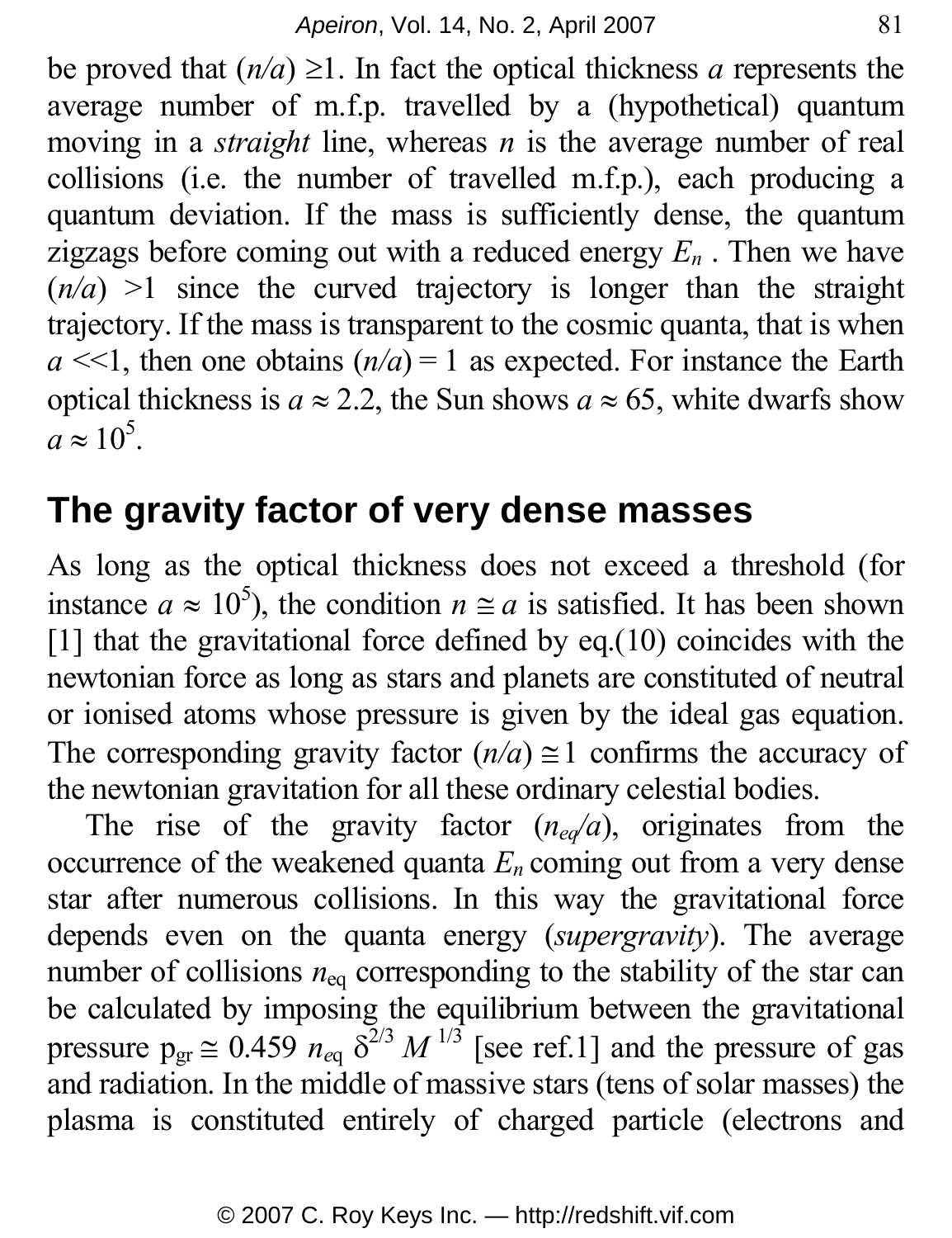be proved that $(n/a) \geq 1$. In fact the optical thickness $a$ represents the average number of m.f.p. travelled by a (hypothetical) quantum moving in a *straight* line, whereas $n$ is the average number of real collisions (i.e. the number of travelled m.f.p.), each producing a quantum deviation. If the mass is sufficiently dense, the quantum zigzags before coming out with a reduced energy $E_n$ . Then we have $(n/a) > 1$ since the curved trajectory is longer than the straight trajectory. If the mass is transparent to the cosmic quanta, that is when $a \ll 1$, then one obtains $(n/a) = 1$ as expected. For instance the Earth optical thickness is $a \approx 2.2$, the Sun shows $a \approx 65$, white dwarfs show $a \approx 10^5$.

## The gravity factor of very dense masses

As long as the optical thickness does not exceed a threshold (for instance $a \approx 10^5$), the condition $n \cong a$ is satisfied. It has been shown [1] that the gravitational force defined by eq.(10) coincides with the newtonian force as long as stars and planets are constituted of neutral or ionised atoms whose pressure is given by the ideal gas equation. The corresponding gravity factor $(n/a) \cong 1$ confirms the accuracy of the newtonian gravitation for all these ordinary celestial bodies.

The rise of the gravity factor $(n_{eq}/a)$, originates from the occurrence of the weakened quanta $E_n$ coming out from a very dense star after numerous collisions. In this way the gravitational force depends even on the quanta energy (*supergravity*). The average number of collisions $n_{eq}$ corresponding to the stability of the star can be calculated by imposing the equilibrium between the gravitational pressure $p_{gr} \cong 0.459\ n_{eq}\ \delta^{2/3}\ M^{1/3}$ [see ref.1] and the pressure of gas and radiation. In the middle of massive stars (tens of solar masses) the plasma is constituted entirely of charged particle (electrons and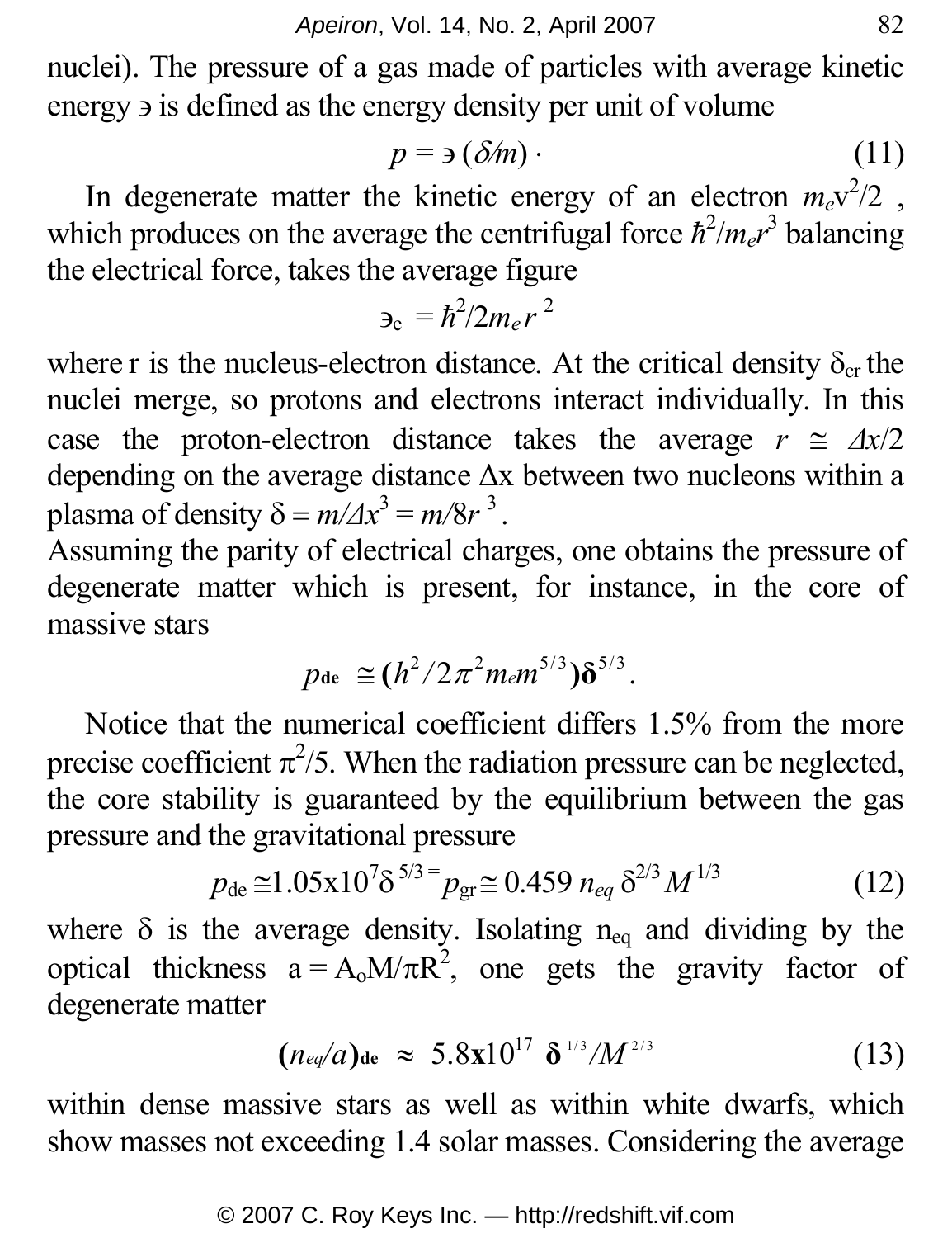nuclei). The pressure of a gas made of particles with average kinetic energy э is defined as the energy density per unit of volume

$$p = э\,(\delta/m)\,\cdot \tag{11}$$

In degenerate matter the kinetic energy of an electron $m_e v^2/2$ , which produces on the average the centrifugal force $\hbar^2/m_e r^3$ balancing the electrical force, takes the average figure

$$э_e = \hbar^2/2m_e r^2$$

where r is the nucleus-electron distance. At the critical density $\delta_{cr}$ the nuclei merge, so protons and electrons interact individually. In this case the proton-electron distance takes the average $r \cong \Delta x/2$ depending on the average distance Δx between two nucleons within a plasma of density $\delta = m/\Delta x^3 = m/8r^3$.

Assuming the parity of electrical charges, one obtains the pressure of degenerate matter which is present, for instance, in the core of massive stars

$$p_{\mathbf{de}} \cong (h^2/2\pi^2 m_e m^{5/3})\boldsymbol{\delta}^{5/3}.$$

Notice that the numerical coefficient differs 1.5% from the more precise coefficient $\pi^2/5$. When the radiation pressure can be neglected, the core stability is guaranteed by the equilibrium between the gas pressure and the gravitational pressure

$$p_{\rm de} \cong 1.05\text{x}10^7 \delta^{5/3} = p_{\rm gr} \cong 0.459\, n_{eq}\, \delta^{2/3} M^{1/3} \tag{12}$$

where δ is the average density. Isolating $n_{eq}$ and dividing by the optical thickness $a = A_o M/\pi R^2$, one gets the gravity factor of degenerate matter

$$(\boldsymbol{n_{eq}/a})_{\mathbf{de}} \approx 5.8\mathbf{x}10^{17}\ \boldsymbol{\delta}^{1/3}/M^{2/3} \tag{13}$$

within dense massive stars as well as within white dwarfs, which show masses not exceeding 1.4 solar masses. Considering the average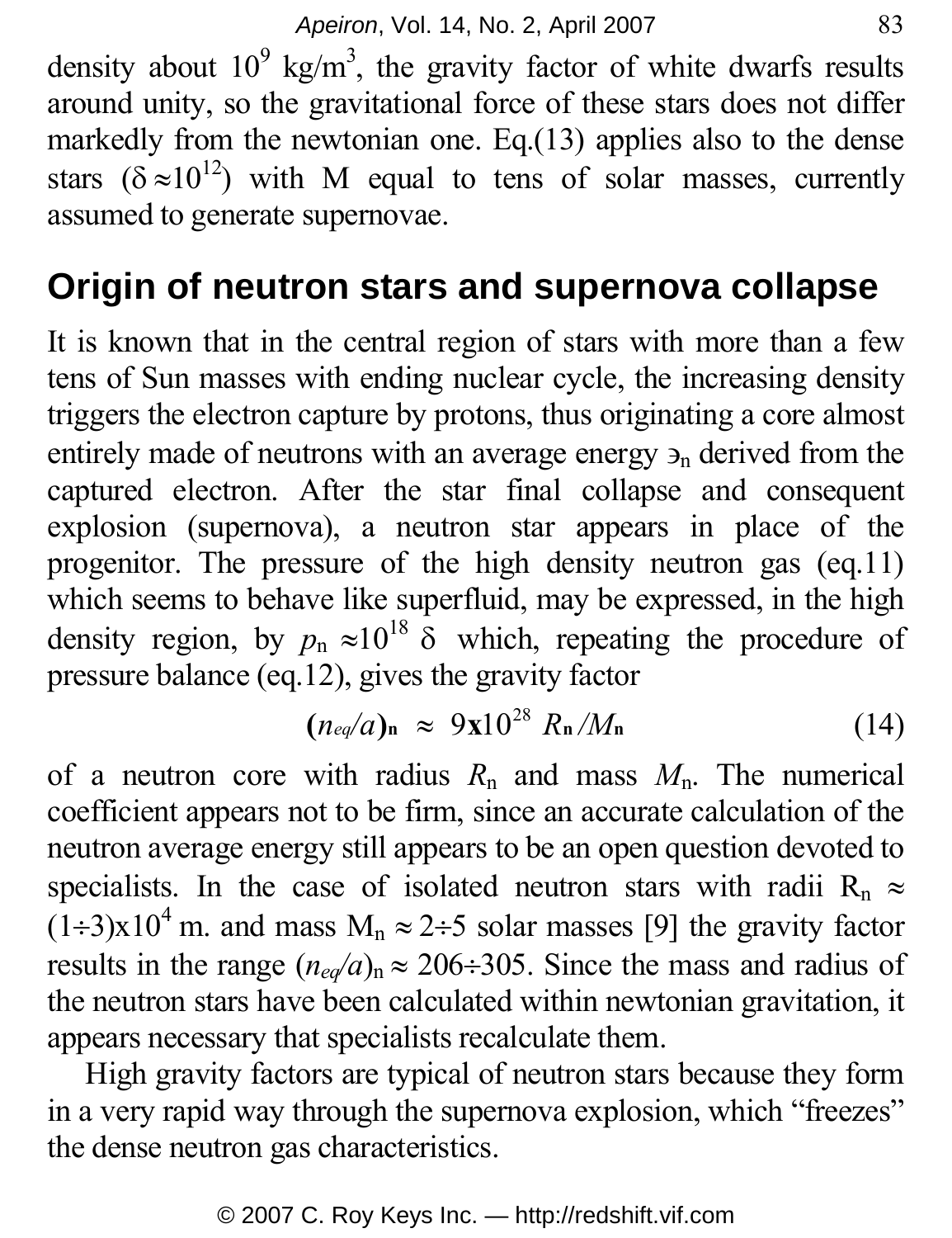density about $10^9$ kg/m$^3$, the gravity factor of white dwarfs results around unity, so the gravitational force of these stars does not differ markedly from the newtonian one. Eq.(13) applies also to the dense stars ($\delta \approx 10^{12}$) with M equal to tens of solar masses, currently assumed to generate supernovae.

## Origin of neutron stars and supernova collapse

It is known that in the central region of stars with more than a few tens of Sun masses with ending nuclear cycle, the increasing density triggers the electron capture by protons, thus originating a core almost entirely made of neutrons with an average energy $Э_n$ derived from the captured electron. After the star final collapse and consequent explosion (supernova), a neutron star appears in place of the progenitor. The pressure of the high density neutron gas (eq.11) which seems to behave like superfluid, may be expressed, in the high density region, by $p_n \approx 10^{18}\,\delta$ which, repeating the procedure of pressure balance (eq.12), gives the gravity factor

$$(n_{eq}/a)_{\mathbf{n}} \approx 9 \mathbf{x} 10^{28}\, R_{\mathbf{n}} / M_{\mathbf{n}} \tag{14}$$

of a neutron core with radius $R_n$ and mass $M_n$. The numerical coefficient appears not to be firm, since an accurate calculation of the neutron average energy still appears to be an open question devoted to specialists. In the case of isolated neutron stars with radii $R_n \approx (1 \div 3) \text{x} 10^4$ m. and mass $M_n \approx 2 \div 5$ solar masses [9] the gravity factor results in the range $(n_{eq}/a)_n \approx 206 \div 305$. Since the mass and radius of the neutron stars have been calculated within newtonian gravitation, it appears necessary that specialists recalculate them.

High gravity factors are typical of neutron stars because they form in a very rapid way through the supernova explosion, which "freezes" the dense neutron gas characteristics.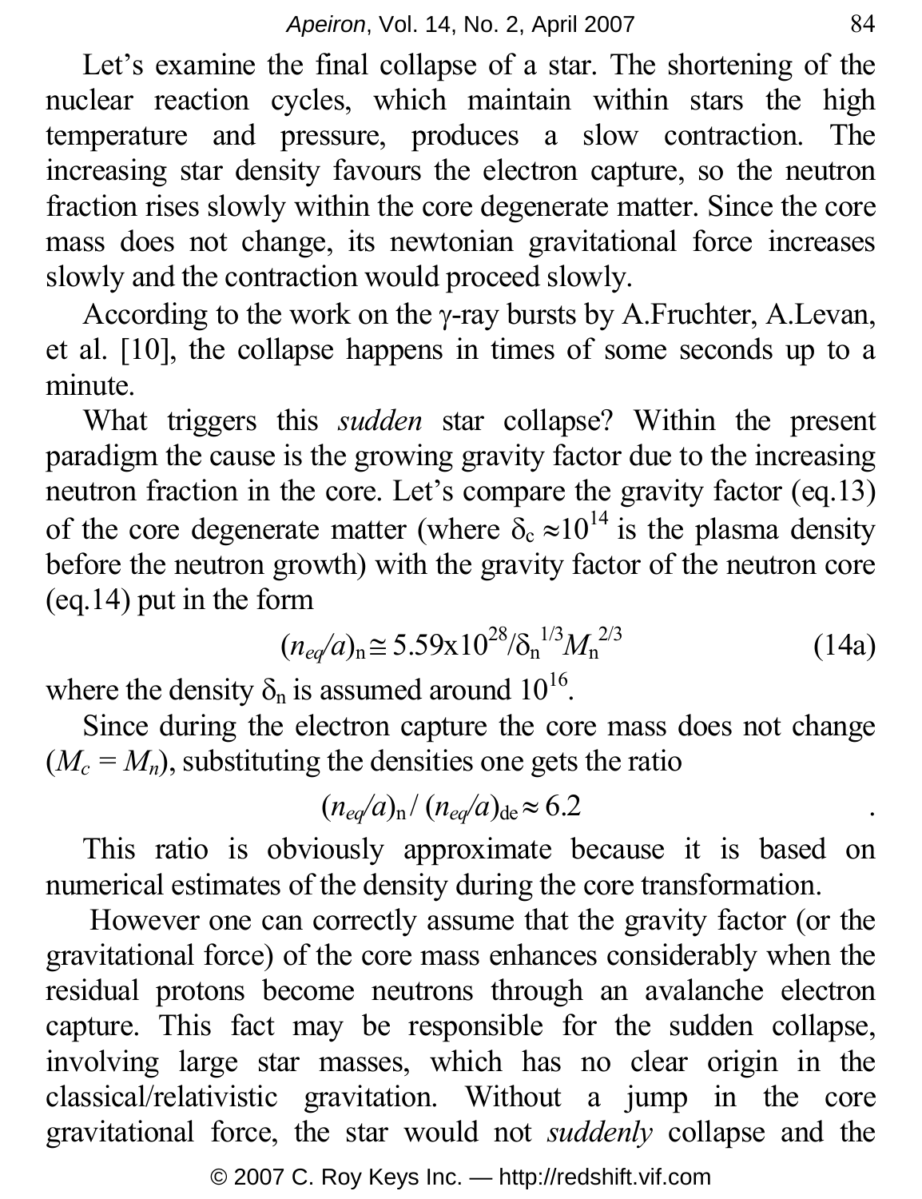Let's examine the final collapse of a star. The shortening of the nuclear reaction cycles, which maintain within stars the high temperature and pressure, produces a slow contraction. The increasing star density favours the electron capture, so the neutron fraction rises slowly within the core degenerate matter. Since the core mass does not change, its newtonian gravitational force increases slowly and the contraction would proceed slowly.

According to the work on the γ-ray bursts by A.Fruchter, A.Levan, et al. [10], the collapse happens in times of some seconds up to a minute.

What triggers this *sudden* star collapse? Within the present paradigm the cause is the growing gravity factor due to the increasing neutron fraction in the core. Let's compare the gravity factor (eq.13) of the core degenerate matter (where $\delta_c \approx 10^{14}$ is the plasma density before the neutron growth) with the gravity factor of the neutron core (eq.14) put in the form

$$(n_{eq}/a)_n \cong 5.59 \times 10^{28} / \delta_n^{1/3} M_n^{2/3} \tag{14a}$$

where the density $\delta_n$ is assumed around $10^{16}$.

Since during the electron capture the core mass does not change ($M_c = M_n$), substituting the densities one gets the ratio

$$(n_{eq}/a)_n / (n_{eq}/a)_{de} \approx 6.2 .$$

This ratio is obviously approximate because it is based on numerical estimates of the density during the core transformation.

However one can correctly assume that the gravity factor (or the gravitational force) of the core mass enhances considerably when the residual protons become neutrons through an avalanche electron capture. This fact may be responsible for the sudden collapse, involving large star masses, which has no clear origin in the classical/relativistic gravitation. Without a jump in the core gravitational force, the star would not *suddenly* collapse and the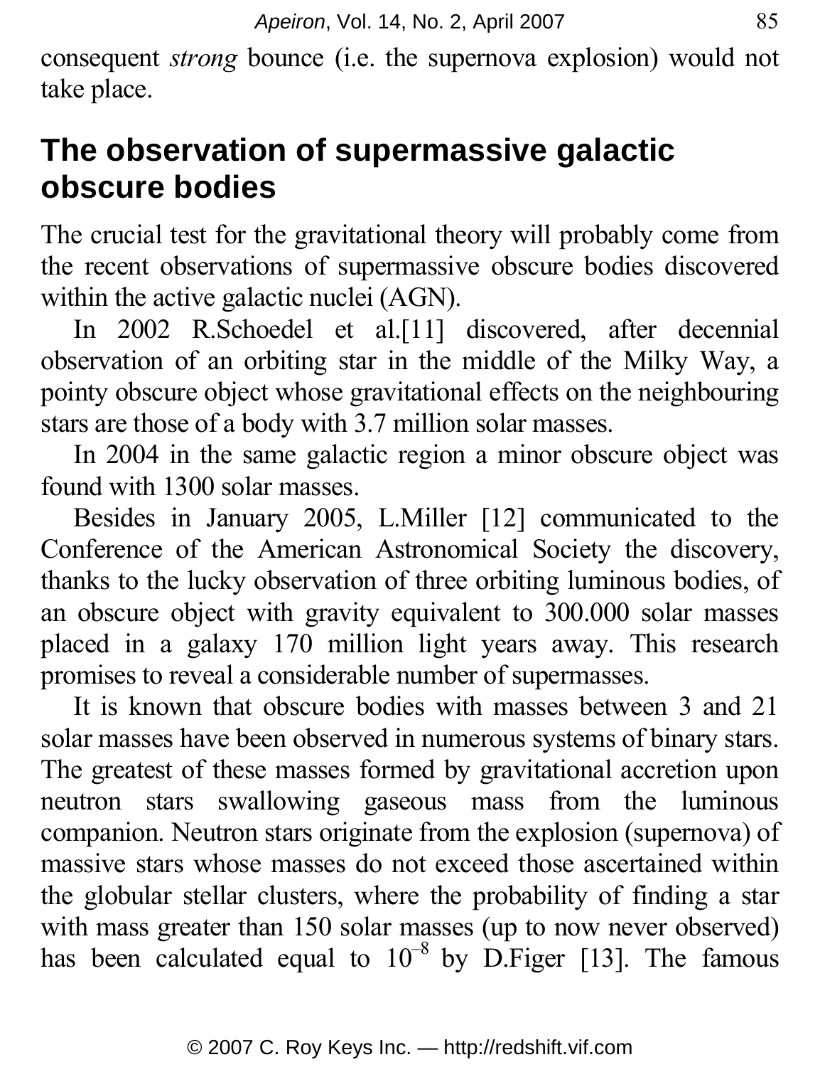consequent *strong* bounce (i.e. the supernova explosion) would not take place.

## The observation of supermassive galactic obscure bodies

The crucial test for the gravitational theory will probably come from the recent observations of supermassive obscure bodies discovered within the active galactic nuclei (AGN).

In 2002 R.Schoedel et al.[11] discovered, after decennial observation of an orbiting star in the middle of the Milky Way, a pointy obscure object whose gravitational effects on the neighbouring stars are those of a body with 3.7 million solar masses.

In 2004 in the same galactic region a minor obscure object was found with 1300 solar masses.

Besides in January 2005, L.Miller [12] communicated to the Conference of the American Astronomical Society the discovery, thanks to the lucky observation of three orbiting luminous bodies, of an obscure object with gravity equivalent to 300.000 solar masses placed in a galaxy 170 million light years away. This research promises to reveal a considerable number of supermasses.

It is known that obscure bodies with masses between 3 and 21 solar masses have been observed in numerous systems of binary stars. The greatest of these masses formed by gravitational accretion upon neutron stars swallowing gaseous mass from the luminous companion. Neutron stars originate from the explosion (supernova) of massive stars whose masses do not exceed those ascertained within the globular stellar clusters, where the probability of finding a star with mass greater than 150 solar masses (up to now never observed) has been calculated equal to $10^{-8}$ by D.Figer [13]. The famous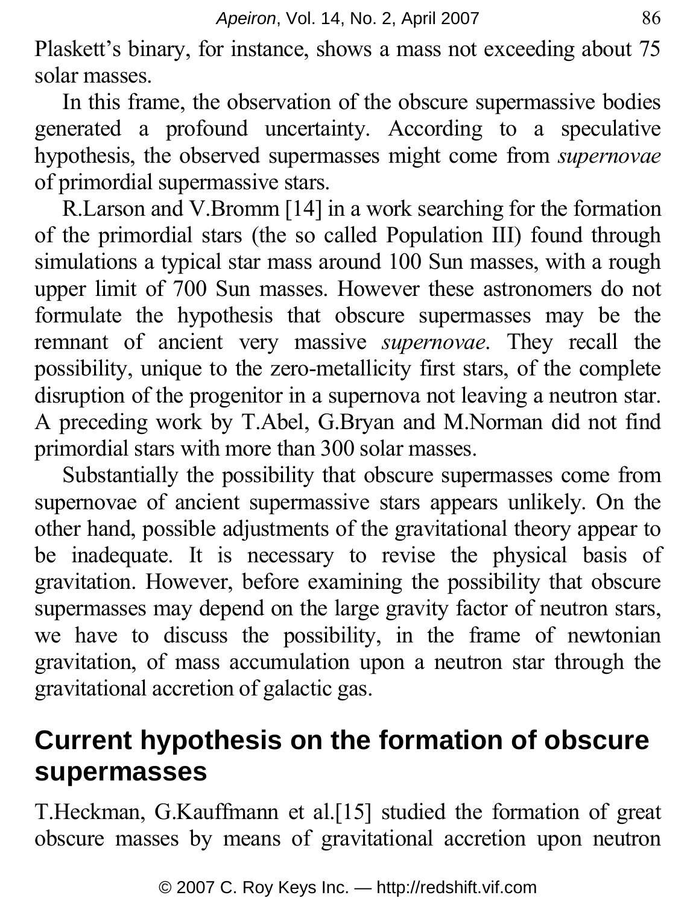Plaskett's binary, for instance, shows a mass not exceeding about 75 solar masses.

In this frame, the observation of the obscure supermassive bodies generated a profound uncertainty. According to a speculative hypothesis, the observed supermasses might come from *supernovae* of primordial supermassive stars.

R.Larson and V.Bromm [14] in a work searching for the formation of the primordial stars (the so called Population III) found through simulations a typical star mass around 100 Sun masses, with a rough upper limit of 700 Sun masses. However these astronomers do not formulate the hypothesis that obscure supermasses may be the remnant of ancient very massive *supernovae*. They recall the possibility, unique to the zero-metallicity first stars, of the complete disruption of the progenitor in a supernova not leaving a neutron star. A preceding work by T.Abel, G.Bryan and M.Norman did not find primordial stars with more than 300 solar masses.

Substantially the possibility that obscure supermasses come from supernovae of ancient supermassive stars appears unlikely. On the other hand, possible adjustments of the gravitational theory appear to be inadequate. It is necessary to revise the physical basis of gravitation. However, before examining the possibility that obscure supermasses may depend on the large gravity factor of neutron stars, we have to discuss the possibility, in the frame of newtonian gravitation, of mass accumulation upon a neutron star through the gravitational accretion of galactic gas.

## Current hypothesis on the formation of obscure supermasses

T.Heckman, G.Kauffmann et al.[15] studied the formation of great obscure masses by means of gravitational accretion upon neutron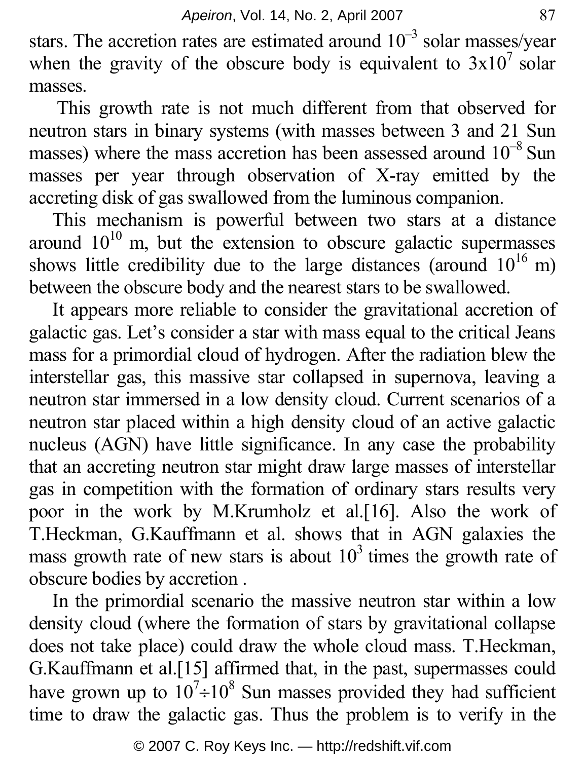stars. The accretion rates are estimated around $10^{-3}$ solar masses/year when the gravity of the obscure body is equivalent to $3x10^7$ solar masses.

This growth rate is not much different from that observed for neutron stars in binary systems (with masses between 3 and 21 Sun masses) where the mass accretion has been assessed around $10^{-8}$ Sun masses per year through observation of X-ray emitted by the accreting disk of gas swallowed from the luminous companion.

This mechanism is powerful between two stars at a distance around $10^{10}$ m, but the extension to obscure galactic supermasses shows little credibility due to the large distances (around $10^{16}$ m) between the obscure body and the nearest stars to be swallowed.

It appears more reliable to consider the gravitational accretion of galactic gas. Let's consider a star with mass equal to the critical Jeans mass for a primordial cloud of hydrogen. After the radiation blew the interstellar gas, this massive star collapsed in supernova, leaving a neutron star immersed in a low density cloud. Current scenarios of a neutron star placed within a high density cloud of an active galactic nucleus (AGN) have little significance. In any case the probability that an accreting neutron star might draw large masses of interstellar gas in competition with the formation of ordinary stars results very poor in the work by M.Krumholz et al.[16]. Also the work of T.Heckman, G.Kauffmann et al. shows that in AGN galaxies the mass growth rate of new stars is about $10^3$ times the growth rate of obscure bodies by accretion .

In the primordial scenario the massive neutron star within a low density cloud (where the formation of stars by gravitational collapse does not take place) could draw the whole cloud mass. T.Heckman, G.Kauffmann et al.[15] affirmed that, in the past, supermasses could have grown up to $10^7 \div 10^8$ Sun masses provided they had sufficient time to draw the galactic gas. Thus the problem is to verify in the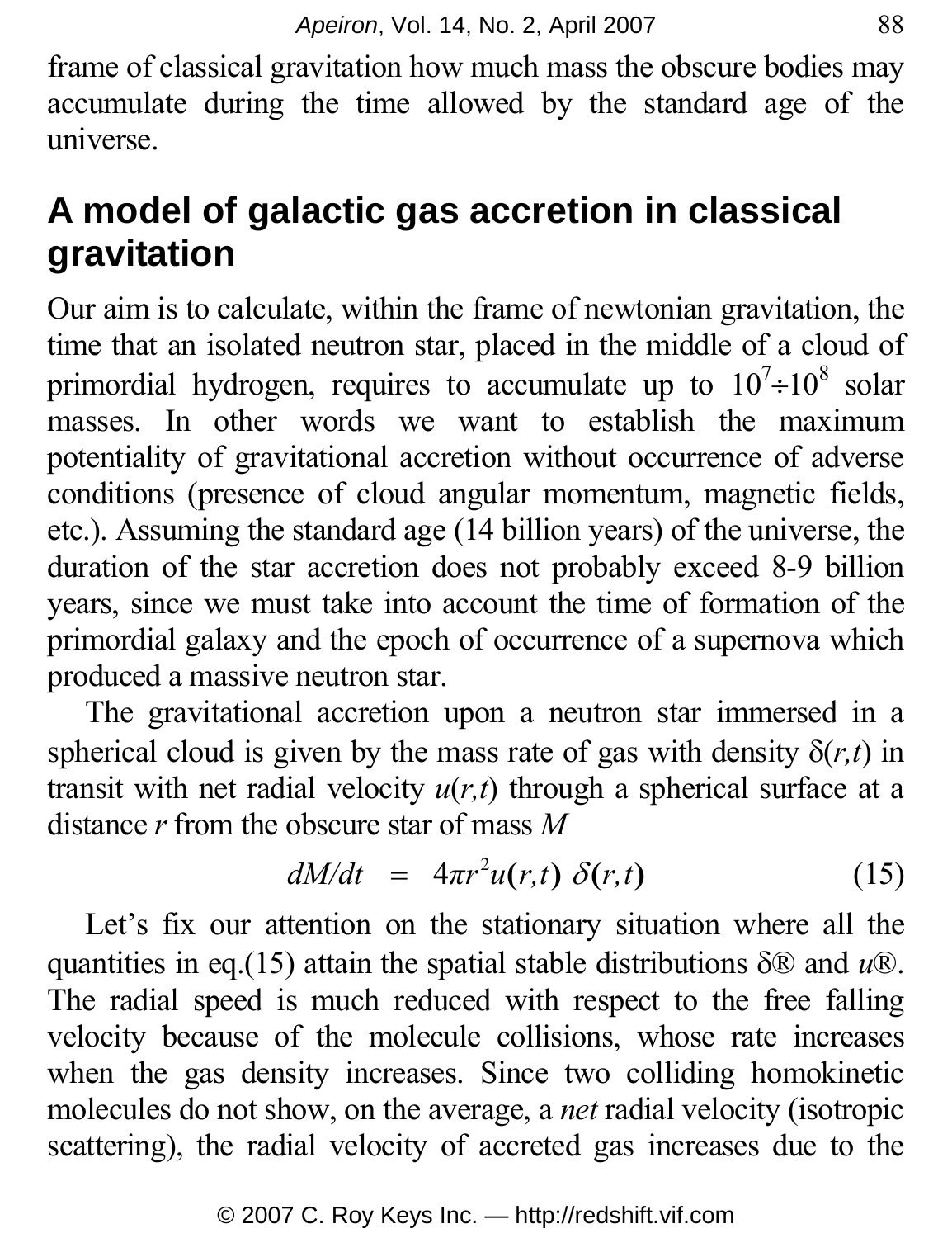frame of classical gravitation how much mass the obscure bodies may accumulate during the time allowed by the standard age of the universe.

## A model of galactic gas accretion in classical gravitation

Our aim is to calculate, within the frame of newtonian gravitation, the time that an isolated neutron star, placed in the middle of a cloud of primordial hydrogen, requires to accumulate up to $10^7 \div 10^8$ solar masses. In other words we want to establish the maximum potentiality of gravitational accretion without occurrence of adverse conditions (presence of cloud angular momentum, magnetic fields, etc.). Assuming the standard age (14 billion years) of the universe, the duration of the star accretion does not probably exceed 8-9 billion years, since we must take into account the time of formation of the primordial galaxy and the epoch of occurrence of a supernova which produced a massive neutron star.

The gravitational accretion upon a neutron star immersed in a spherical cloud is given by the mass rate of gas with density $\delta(r,t)$ in transit with net radial velocity $u(r,t)$ through a spherical surface at a distance $r$ from the obscure star of mass $M$

$$dM/dt = 4\pi r^2 u(r,t)\, \delta(r,t) \tag{15}$$

Let's fix our attention on the stationary situation where all the quantities in eq.(15) attain the spatial stable distributions δ® and *u*®. The radial speed is much reduced with respect to the free falling velocity because of the molecule collisions, whose rate increases when the gas density increases. Since two colliding homokinetic molecules do not show, on the average, a *net* radial velocity (isotropic scattering), the radial velocity of accreted gas increases due to the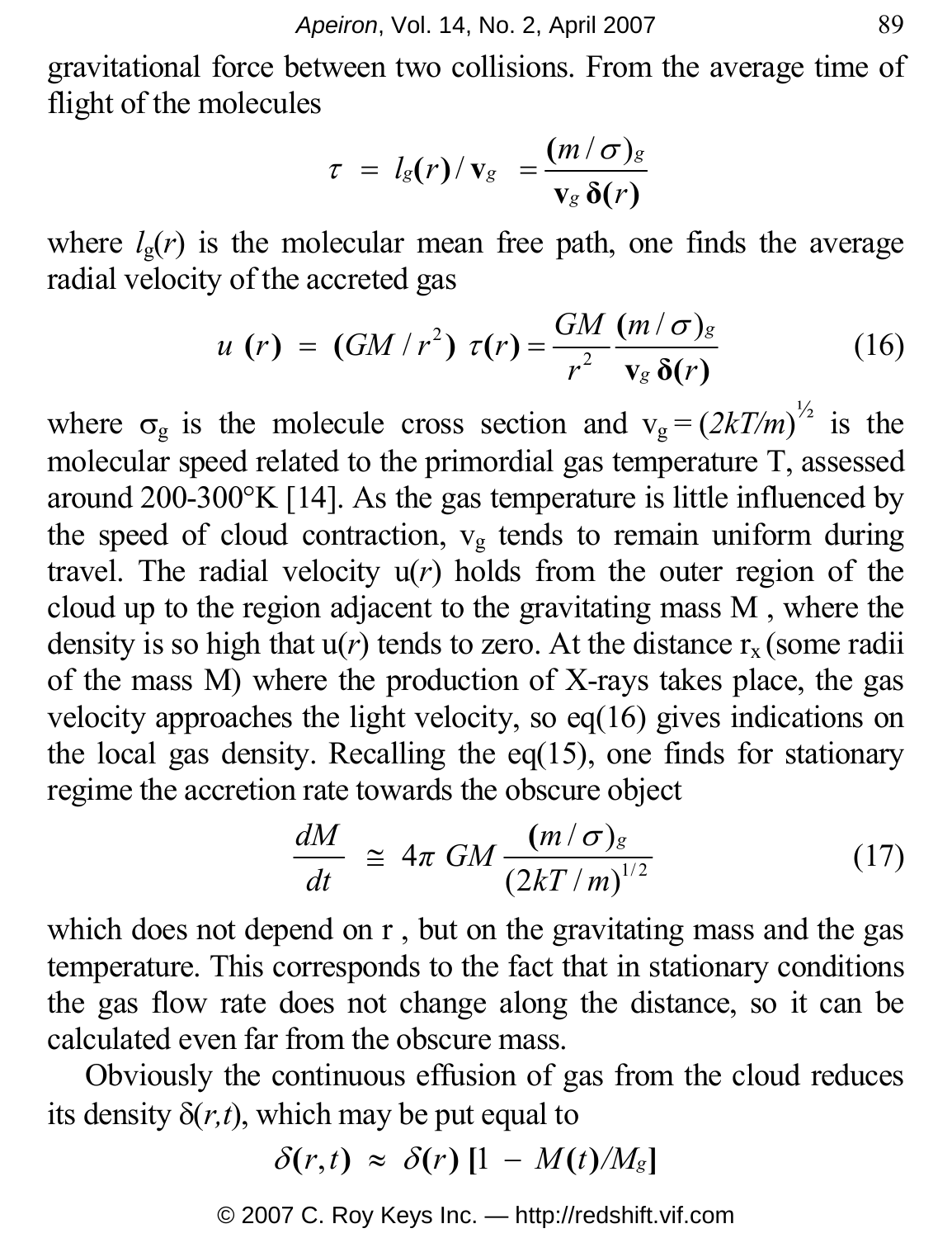gravitational force between two collisions. From the average time of flight of the molecules

$$\tau = l_g(r)/\mathbf{v}_g = \frac{(m/\sigma)_g}{\mathbf{v}_g\,\boldsymbol{\delta}(r)}$$

where $l_g(r)$ is the molecular mean free path, one finds the average radial velocity of the accreted gas

$$u(r) = (GM/r^2)\ \tau(r) = \frac{GM}{r^2}\frac{(m/\sigma)_g}{\mathbf{v}_g\,\boldsymbol{\delta}(r)} \tag{16}$$

where $\sigma_g$ is the molecule cross section and $v_g = (2kT/m)^{1/2}$ is the molecular speed related to the primordial gas temperature T, assessed around 200-300°K [14]. As the gas temperature is little influenced by the speed of cloud contraction, $v_g$ tends to remain uniform during travel. The radial velocity $u(r)$ holds from the outer region of the cloud up to the region adjacent to the gravitating mass M , where the density is so high that $u(r)$ tends to zero. At the distance $r_x$ (some radii of the mass M) where the production of X-rays takes place, the gas velocity approaches the light velocity, so eq(16) gives indications on the local gas density. Recalling the eq(15), one finds for stationary regime the accretion rate towards the obscure object

$$\frac{dM}{dt} \cong 4\pi\ GM\frac{(m/\sigma)_g}{(2kT/m)^{1/2}} \tag{17}$$

which does not depend on r , but on the gravitating mass and the gas temperature. This corresponds to the fact that in stationary conditions the gas flow rate does not change along the distance, so it can be calculated even far from the obscure mass.

Obviously the continuous effusion of gas from the cloud reduces its density $\delta(r,t)$, which may be put equal to

$$\delta(r,t) \approx \delta(r)\,[1 - M(t)/M_g]$$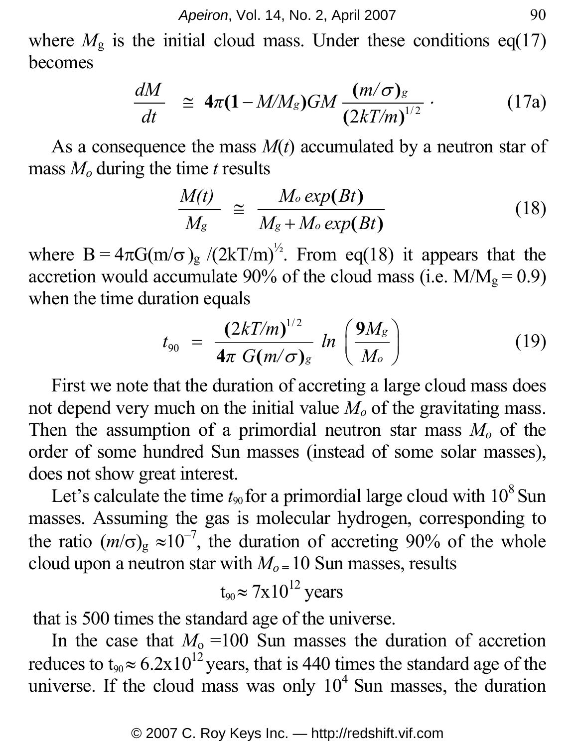where $M_g$ is the initial cloud mass. Under these conditions eq(17) becomes

$$\frac{dM}{dt} \cong \mathbf{4}\pi\mathbf{(1} - M/M_g\mathbf{)}GM \frac{\mathbf{(}m/\sigma\mathbf{)}_g}{\mathbf{(}2kT/m\mathbf{)}^{1/2}} \; . \tag{17a}$$

As a consequence the mass $M(t)$ accumulated by a neutron star of mass $M_o$ during the time $t$ results

$$\frac{M(t)}{M_g} \cong \frac{M_o \, exp\mathbf{(}Bt\mathbf{)}}{M_g + M_o \, exp\mathbf{(}Bt\mathbf{)}} \tag{18}$$

where $B = 4\pi G(m/\sigma)_g / (2kT/m)^{1/2}$. From eq(18) it appears that the accretion would accumulate 90% of the cloud mass (i.e. $M/M_g = 0.9$) when the time duration equals

$$t_{90} = \frac{\mathbf{(}2kT/m\mathbf{)}^{1/2}}{\mathbf{4}\pi \; G\mathbf{(}m/\sigma\mathbf{)}_g} \; ln \left( \frac{\mathbf{9}M_g}{M_o} \right) \tag{19}$$

First we note that the duration of accreting a large cloud mass does not depend very much on the initial value $M_o$ of the gravitating mass. Then the assumption of a primordial neutron star mass $M_o$ of the order of some hundred Sun masses (instead of some solar masses), does not show great interest.

Let's calculate the time $t_{90}$ for a primordial large cloud with $10^8$ Sun masses. Assuming the gas is molecular hydrogen, corresponding to the ratio $(m/\sigma)_g \approx 10^{-7}$, the duration of accreting 90% of the whole cloud upon a neutron star with $M_o = 10$ Sun masses, results

$$t_{90} \approx 7\text{x}10^{12} \text{ years}$$

that is 500 times the standard age of the universe.

In the case that $M_o = 100$ Sun masses the duration of accretion reduces to $t_{90} \approx 6.2\text{x}10^{12}$ years, that is 440 times the standard age of the universe. If the cloud mass was only $10^4$ Sun masses, the duration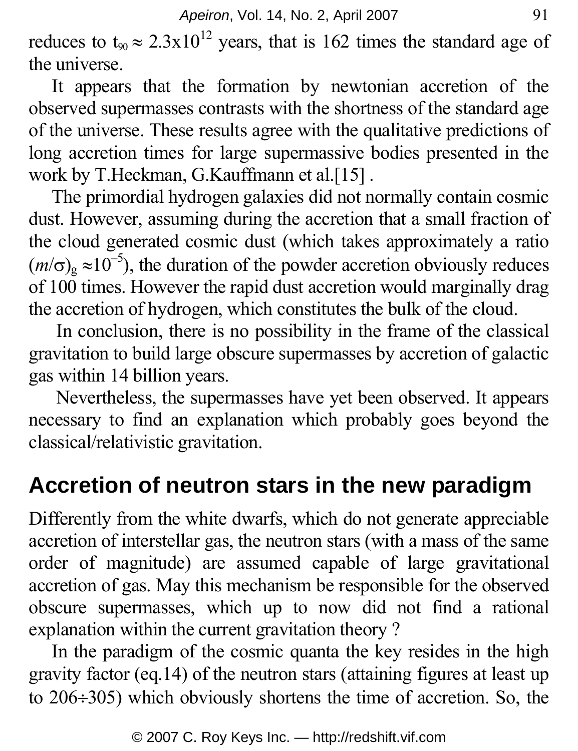reduces to $t_{90} \approx 2.3 \times 10^{12}$ years, that is 162 times the standard age of the universe.

It appears that the formation by newtonian accretion of the observed supermasses contrasts with the shortness of the standard age of the universe. These results agree with the qualitative predictions of long accretion times for large supermassive bodies presented in the work by T.Heckman, G.Kauffmann et al.[15] .

The primordial hydrogen galaxies did not normally contain cosmic dust. However, assuming during the accretion that a small fraction of the cloud generated cosmic dust (which takes approximately a ratio $(m/\sigma)_g \approx 10^{-5}$), the duration of the powder accretion obviously reduces of 100 times. However the rapid dust accretion would marginally drag the accretion of hydrogen, which constitutes the bulk of the cloud.

In conclusion, there is no possibility in the frame of the classical gravitation to build large obscure supermasses by accretion of galactic gas within 14 billion years.

Nevertheless, the supermasses have yet been observed. It appears necessary to find an explanation which probably goes beyond the classical/relativistic gravitation.

## Accretion of neutron stars in the new paradigm

Differently from the white dwarfs, which do not generate appreciable accretion of interstellar gas, the neutron stars (with a mass of the same order of magnitude) are assumed capable of large gravitational accretion of gas. May this mechanism be responsible for the observed obscure supermasses, which up to now did not find a rational explanation within the current gravitation theory ?

In the paradigm of the cosmic quanta the key resides in the high gravity factor (eq.14) of the neutron stars (attaining figures at least up to $206 \div 305$) which obviously shortens the time of accretion. So, the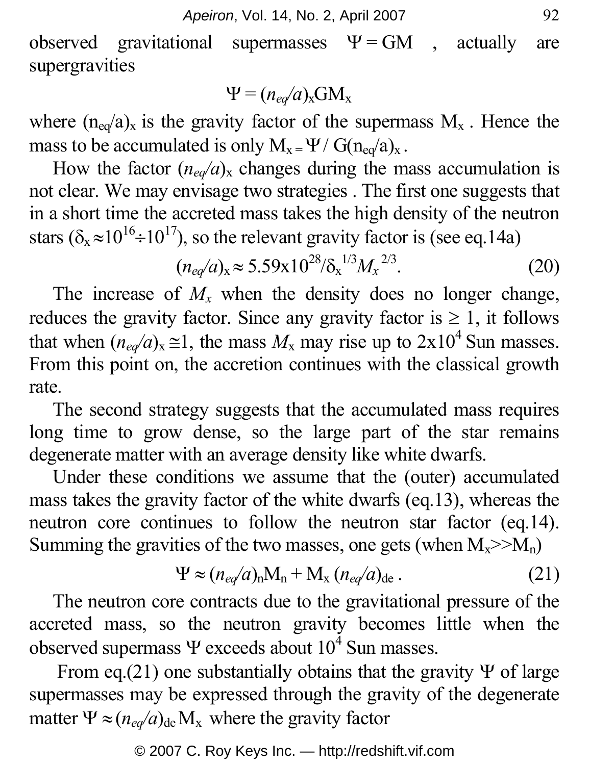observed gravitational supermasses $\Psi = \mathrm{GM}$ , actually are supergravities

$$\Psi = (n_{eq}/a)_x \mathrm{GM}_x$$

where $(n_{eq}/a)_x$ is the gravity factor of the supermass $M_x$ . Hence the mass to be accumulated is only $M_x = \Psi / G(n_{eq}/a)_x$ .

How the factor $(n_{eq}/a)_x$ changes during the mass accumulation is not clear. We may envisage two strategies . The first one suggests that in a short time the accreted mass takes the high density of the neutron stars ($\delta_x \approx 10^{16} \div 10^{17}$), so the relevant gravity factor is (see eq.14a)

$$(n_{eq}/a)_x \approx 5.59 \times 10^{28} / \delta_x^{1/3} M_x^{2/3}. \tag{20}$$

The increase of $M_x$ when the density does no longer change, reduces the gravity factor. Since any gravity factor is $\geq 1$, it follows that when $(n_{eq}/a)_x \cong 1$, the mass $M_x$ may rise up to $2 \times 10^4$ Sun masses. From this point on, the accretion continues with the classical growth rate.

The second strategy suggests that the accumulated mass requires long time to grow dense, so the large part of the star remains degenerate matter with an average density like white dwarfs.

Under these conditions we assume that the (outer) accumulated mass takes the gravity factor of the white dwarfs (eq.13), whereas the neutron core continues to follow the neutron star factor (eq.14). Summing the gravities of the two masses, one gets (when $M_x \gg M_n$)

$$\Psi \approx (n_{eq}/a)_n M_n + M_x \, (n_{eq}/a)_{de} \, . \tag{21}$$

The neutron core contracts due to the gravitational pressure of the accreted mass, so the neutron gravity becomes little when the observed supermass $\Psi$ exceeds about $10^4$ Sun masses.

From eq.(21) one substantially obtains that the gravity $\Psi$ of large supermasses may be expressed through the gravity of the degenerate matter $\Psi \approx (n_{eq}/a)_{de} M_x$ where the gravity factor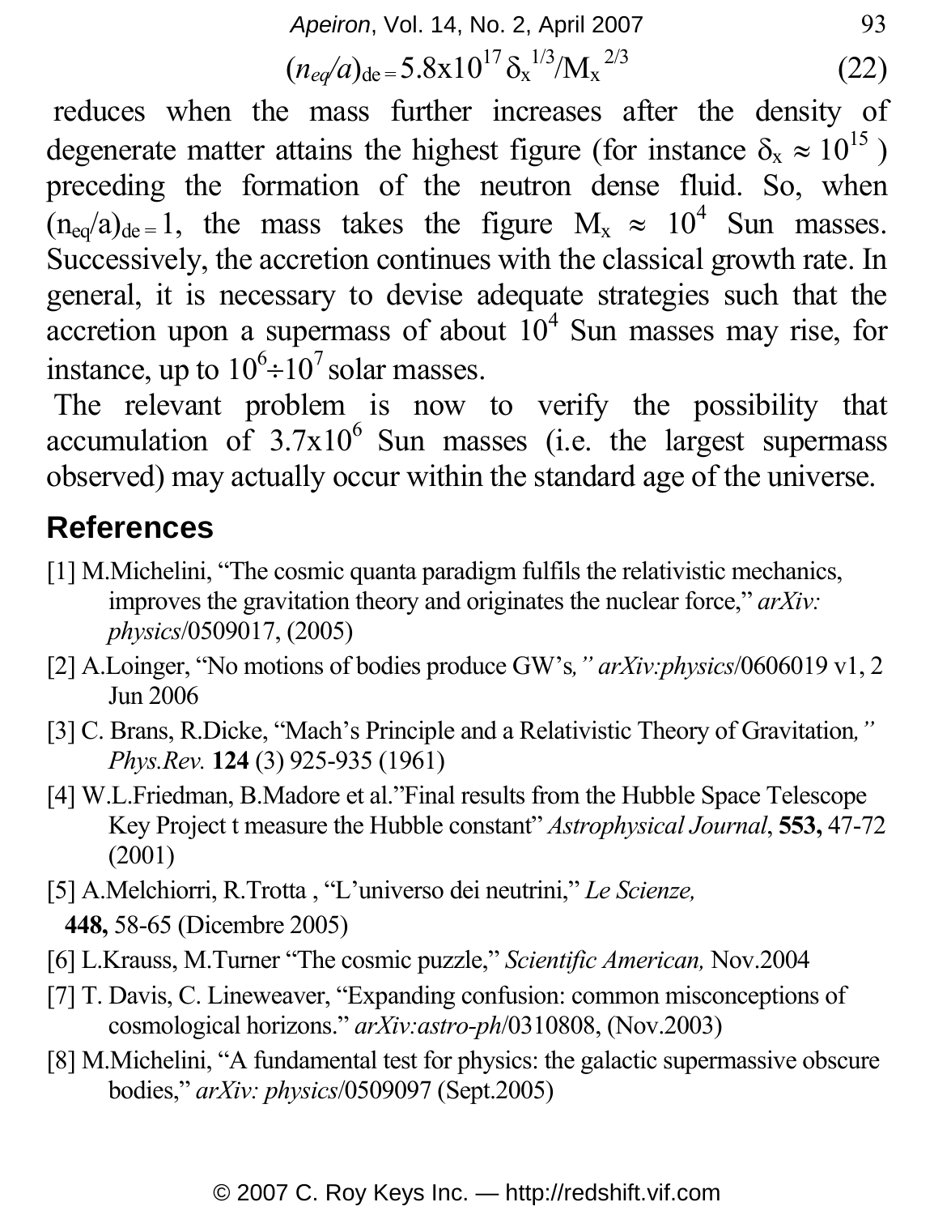$$(n_{eq}/a)_{de} = 5.8 \times 10^{17}\, \delta_x^{1/3}/M_x^{2/3} \tag{22}$$

reduces when the mass further increases after the density of degenerate matter attains the highest figure (for instance $\delta_x \approx 10^{15}$) preceding the formation of the neutron dense fluid. So, when $(n_{eq}/a)_{de} = 1$, the mass takes the figure $M_x \approx 10^4$ Sun masses. Successively, the accretion continues with the classical growth rate. In general, it is necessary to devise adequate strategies such that the accretion upon a supermass of about $10^4$ Sun masses may rise, for instance, up to $10^6 \div 10^7$ solar masses.

The relevant problem is now to verify the possibility that accumulation of $3.7 \times 10^6$ Sun masses (i.e. the largest supermass observed) may actually occur within the standard age of the universe.

## References

[1] M.Michelini, "The cosmic quanta paradigm fulfils the relativistic mechanics, improves the gravitation theory and originates the nuclear force," *arXiv: physics*/0509017, (2005)

[2] A.Loinger, "No motions of bodies produce GW's*," arXiv:physics*/0606019 v1, 2 Jun 2006

[3] C. Brans, R.Dicke, "Mach's Principle and a Relativistic Theory of Gravitation*," Phys.Rev.* **124** (3) 925-935 (1961)

[4] W.L.Friedman, B.Madore et al."Final results from the Hubble Space Telescope Key Project t measure the Hubble constant" *Astrophysical Journal*, **553,** 47-72 (2001)

[5] A.Melchiorri, R.Trotta , "L'universo dei neutrini," *Le Scienze,* **448,** 58-65 (Dicembre 2005)

[6] L.Krauss, M.Turner "The cosmic puzzle," *Scientific American,* Nov.2004

[7] T. Davis, C. Lineweaver, "Expanding confusion: common misconceptions of cosmological horizons." *arXiv:astro-ph*/0310808, (Nov.2003)

[8] M.Michelini, "A fundamental test for physics: the galactic supermassive obscure bodies," *arXiv: physics*/0509097 (Sept.2005)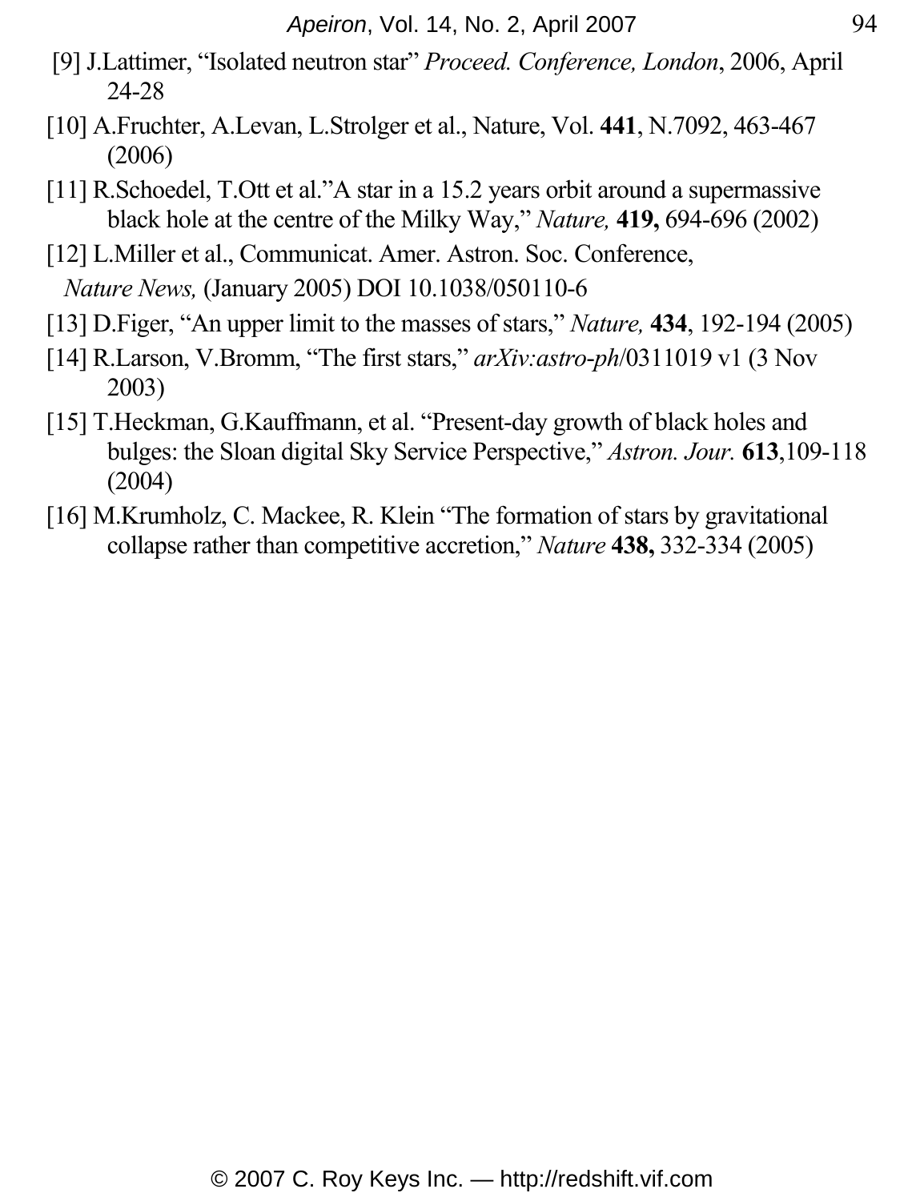[9] J.Lattimer, "Isolated neutron star" *Proceed. Conference, London*, 2006, April 24-28

[10] A.Fruchter, A.Levan, L.Strolger et al., Nature, Vol. **441**, N.7092, 463-467 (2006)

[11] R.Schoedel, T.Ott et al."A star in a 15.2 years orbit around a supermassive black hole at the centre of the Milky Way," *Nature,* **419,** 694-696 (2002)

[12] L.Miller et al., Communicat. Amer. Astron. Soc. Conference, *Nature News,* (January 2005) DOI 10.1038/050110-6

[13] D.Figer, "An upper limit to the masses of stars," *Nature,* **434**, 192-194 (2005)

[14] R.Larson, V.Bromm, "The first stars," *arXiv:astro-ph*/0311019 v1 (3 Nov 2003)

[15] T.Heckman, G.Kauffmann, et al. "Present-day growth of black holes and bulges: the Sloan digital Sky Service Perspective," *Astron. Jour.* **613**,109-118 (2004)

[16] M.Krumholz, C. Mackee, R. Klein "The formation of stars by gravitational collapse rather than competitive accretion," *Nature* **438,** 332-334 (2005)